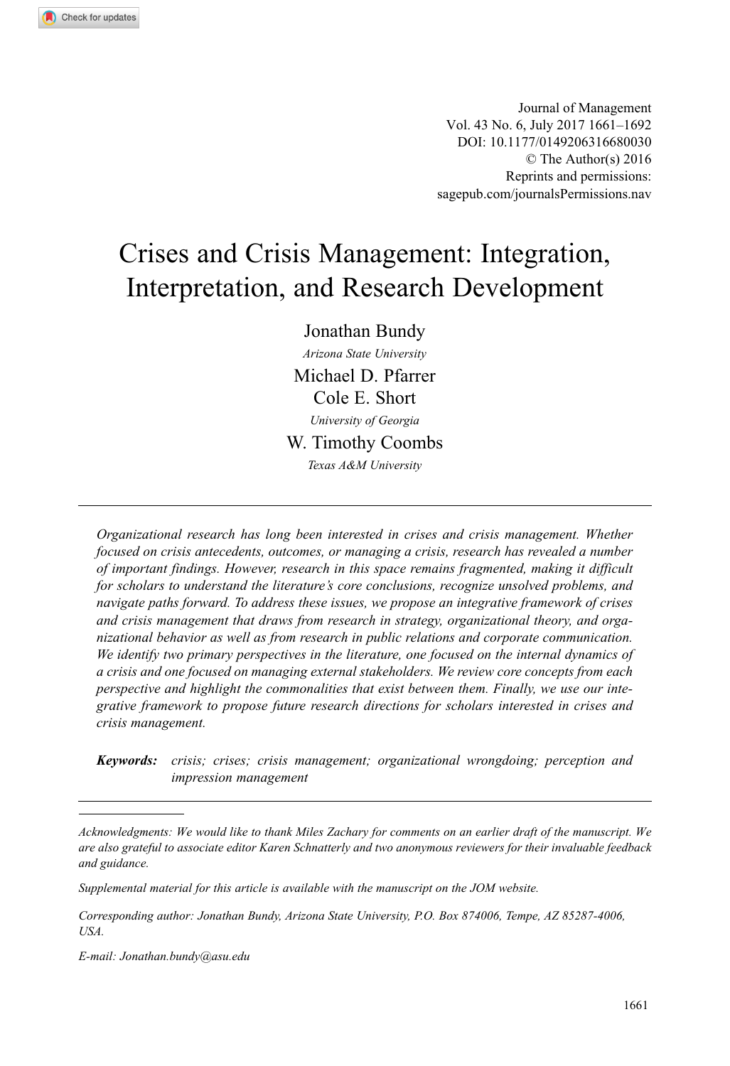Journal of Management
Vol. 43 No. 6, July 2017 1661–1692
DOI: 10.1177/0149206316680030
© The Author(s) 2016
Reprints and permissions:
sagepub.com/journalsPermissions.nav

# Crises and Crisis Management: Integration, Interpretation, and Research Development

Jonathan Bundy
*Arizona State University*

Michael D. Pfarrer
Cole E. Short
*University of Georgia*

W. Timothy Coombs
*Texas A&M University*

---

*Organizational research has long been interested in crises and crisis management. Whether focused on crisis antecedents, outcomes, or managing a crisis, research has revealed a number of important findings. However, research in this space remains fragmented, making it difficult for scholars to understand the literature's core conclusions, recognize unsolved problems, and navigate paths forward. To address these issues, we propose an integrative framework of crises and crisis management that draws from research in strategy, organizational theory, and organizational behavior as well as from research in public relations and corporate communication. We identify two primary perspectives in the literature, one focused on the internal dynamics of a crisis and one focused on managing external stakeholders. We review core concepts from each perspective and highlight the commonalities that exist between them. Finally, we use our integrative framework to propose future research directions for scholars interested in crises and crisis management.*

**Keywords:** *crisis; crises; crisis management; organizational wrongdoing; perception and impression management*

---

*Acknowledgments: We would like to thank Miles Zachary for comments on an earlier draft of the manuscript. We are also grateful to associate editor Karen Schnatterly and two anonymous reviewers for their invaluable feedback and guidance.*

*Supplemental material for this article is available with the manuscript on the JOM website.*

*Corresponding author: Jonathan Bundy, Arizona State University, P.O. Box 874006, Tempe, AZ 85287-4006, USA.*

*E-mail: Jonathan.bundy@asu.edu*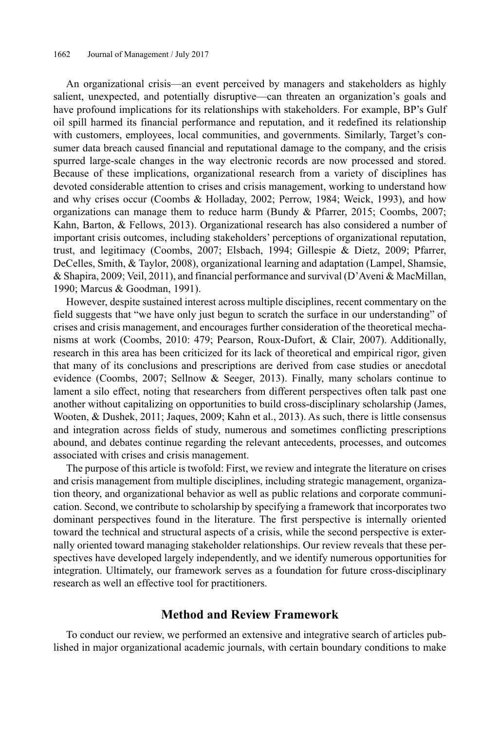An organizational crisis—an event perceived by managers and stakeholders as highly salient, unexpected, and potentially disruptive—can threaten an organization's goals and have profound implications for its relationships with stakeholders. For example, BP's Gulf oil spill harmed its financial performance and reputation, and it redefined its relationship with customers, employees, local communities, and governments. Similarly, Target's consumer data breach caused financial and reputational damage to the company, and the crisis spurred large-scale changes in the way electronic records are now processed and stored. Because of these implications, organizational research from a variety of disciplines has devoted considerable attention to crises and crisis management, working to understand how and why crises occur (Coombs & Holladay, 2002; Perrow, 1984; Weick, 1993), and how organizations can manage them to reduce harm (Bundy & Pfarrer, 2015; Coombs, 2007; Kahn, Barton, & Fellows, 2013). Organizational research has also considered a number of important crisis outcomes, including stakeholders' perceptions of organizational reputation, trust, and legitimacy (Coombs, 2007; Elsbach, 1994; Gillespie & Dietz, 2009; Pfarrer, DeCelles, Smith, & Taylor, 2008), organizational learning and adaptation (Lampel, Shamsie, & Shapira, 2009; Veil, 2011), and financial performance and survival (D'Aveni & MacMillan, 1990; Marcus & Goodman, 1991).

However, despite sustained interest across multiple disciplines, recent commentary on the field suggests that "we have only just begun to scratch the surface in our understanding" of crises and crisis management, and encourages further consideration of the theoretical mechanisms at work (Coombs, 2010: 479; Pearson, Roux-Dufort, & Clair, 2007). Additionally, research in this area has been criticized for its lack of theoretical and empirical rigor, given that many of its conclusions and prescriptions are derived from case studies or anecdotal evidence (Coombs, 2007; Sellnow & Seeger, 2013). Finally, many scholars continue to lament a silo effect, noting that researchers from different perspectives often talk past one another without capitalizing on opportunities to build cross-disciplinary scholarship (James, Wooten, & Dushek, 2011; Jaques, 2009; Kahn et al., 2013). As such, there is little consensus and integration across fields of study, numerous and sometimes conflicting prescriptions abound, and debates continue regarding the relevant antecedents, processes, and outcomes associated with crises and crisis management.

The purpose of this article is twofold: First, we review and integrate the literature on crises and crisis management from multiple disciplines, including strategic management, organization theory, and organizational behavior as well as public relations and corporate communication. Second, we contribute to scholarship by specifying a framework that incorporates two dominant perspectives found in the literature. The first perspective is internally oriented toward the technical and structural aspects of a crisis, while the second perspective is externally oriented toward managing stakeholder relationships. Our review reveals that these perspectives have developed largely independently, and we identify numerous opportunities for integration. Ultimately, our framework serves as a foundation for future cross-disciplinary research as well an effective tool for practitioners.

## Method and Review Framework

To conduct our review, we performed an extensive and integrative search of articles published in major organizational academic journals, with certain boundary conditions to make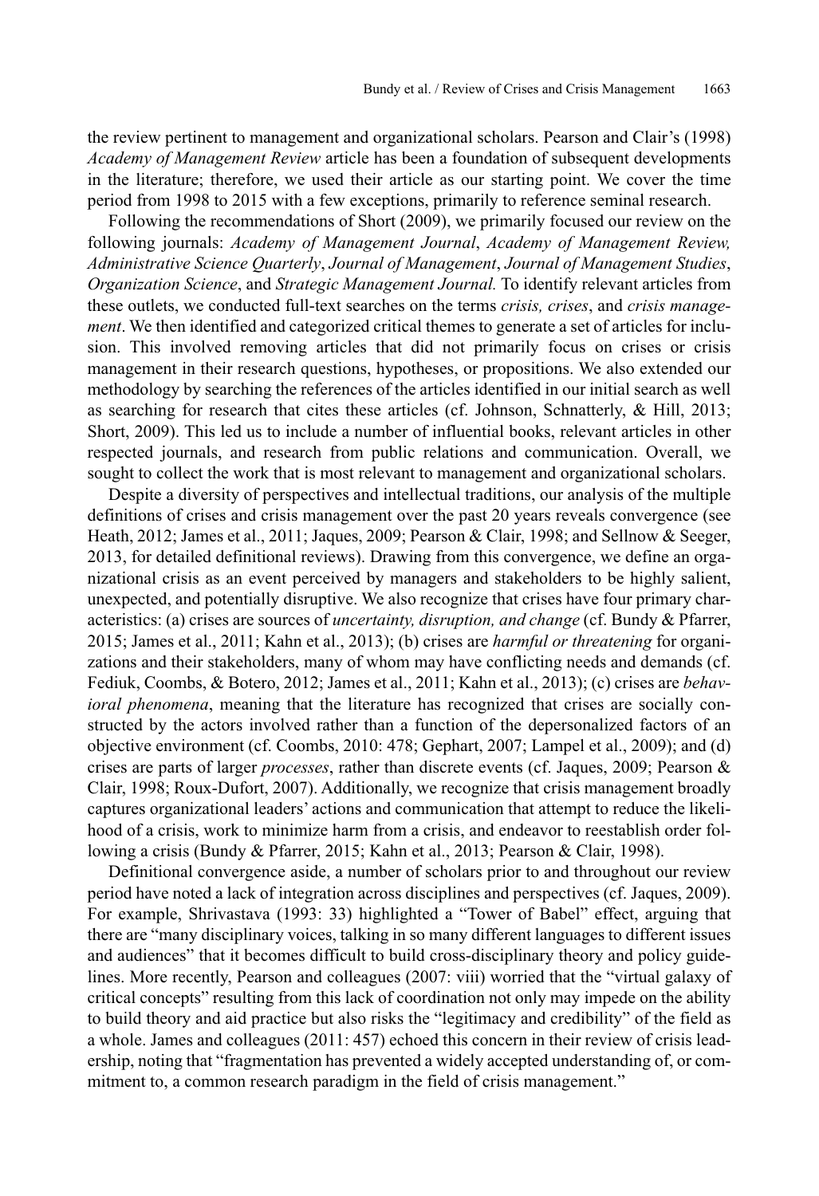the review pertinent to management and organizational scholars. Pearson and Clair's (1998) *Academy of Management Review* article has been a foundation of subsequent developments in the literature; therefore, we used their article as our starting point. We cover the time period from 1998 to 2015 with a few exceptions, primarily to reference seminal research.

Following the recommendations of Short (2009), we primarily focused our review on the following journals: *Academy of Management Journal*, *Academy of Management Review, Administrative Science Quarterly*, *Journal of Management*, *Journal of Management Studies*, *Organization Science*, and *Strategic Management Journal.* To identify relevant articles from these outlets, we conducted full-text searches on the terms *crisis, crises*, and *crisis management*. We then identified and categorized critical themes to generate a set of articles for inclusion. This involved removing articles that did not primarily focus on crises or crisis management in their research questions, hypotheses, or propositions. We also extended our methodology by searching the references of the articles identified in our initial search as well as searching for research that cites these articles (cf. Johnson, Schnatterly, & Hill, 2013; Short, 2009). This led us to include a number of influential books, relevant articles in other respected journals, and research from public relations and communication. Overall, we sought to collect the work that is most relevant to management and organizational scholars.

Despite a diversity of perspectives and intellectual traditions, our analysis of the multiple definitions of crises and crisis management over the past 20 years reveals convergence (see Heath, 2012; James et al., 2011; Jaques, 2009; Pearson & Clair, 1998; and Sellnow & Seeger, 2013, for detailed definitional reviews). Drawing from this convergence, we define an organizational crisis as an event perceived by managers and stakeholders to be highly salient, unexpected, and potentially disruptive. We also recognize that crises have four primary characteristics: (a) crises are sources of *uncertainty, disruption, and change* (cf. Bundy & Pfarrer, 2015; James et al., 2011; Kahn et al., 2013); (b) crises are *harmful or threatening* for organizations and their stakeholders, many of whom may have conflicting needs and demands (cf. Fediuk, Coombs, & Botero, 2012; James et al., 2011; Kahn et al., 2013); (c) crises are *behavioral phenomena*, meaning that the literature has recognized that crises are socially constructed by the actors involved rather than a function of the depersonalized factors of an objective environment (cf. Coombs, 2010: 478; Gephart, 2007; Lampel et al., 2009); and (d) crises are parts of larger *processes*, rather than discrete events (cf. Jaques, 2009; Pearson & Clair, 1998; Roux-Dufort, 2007). Additionally, we recognize that crisis management broadly captures organizational leaders' actions and communication that attempt to reduce the likelihood of a crisis, work to minimize harm from a crisis, and endeavor to reestablish order following a crisis (Bundy & Pfarrer, 2015; Kahn et al., 2013; Pearson & Clair, 1998).

Definitional convergence aside, a number of scholars prior to and throughout our review period have noted a lack of integration across disciplines and perspectives (cf. Jaques, 2009). For example, Shrivastava (1993: 33) highlighted a "Tower of Babel" effect, arguing that there are "many disciplinary voices, talking in so many different languages to different issues and audiences" that it becomes difficult to build cross-disciplinary theory and policy guidelines. More recently, Pearson and colleagues (2007: viii) worried that the "virtual galaxy of critical concepts" resulting from this lack of coordination not only may impede on the ability to build theory and aid practice but also risks the "legitimacy and credibility" of the field as a whole. James and colleagues (2011: 457) echoed this concern in their review of crisis leadership, noting that "fragmentation has prevented a widely accepted understanding of, or commitment to, a common research paradigm in the field of crisis management."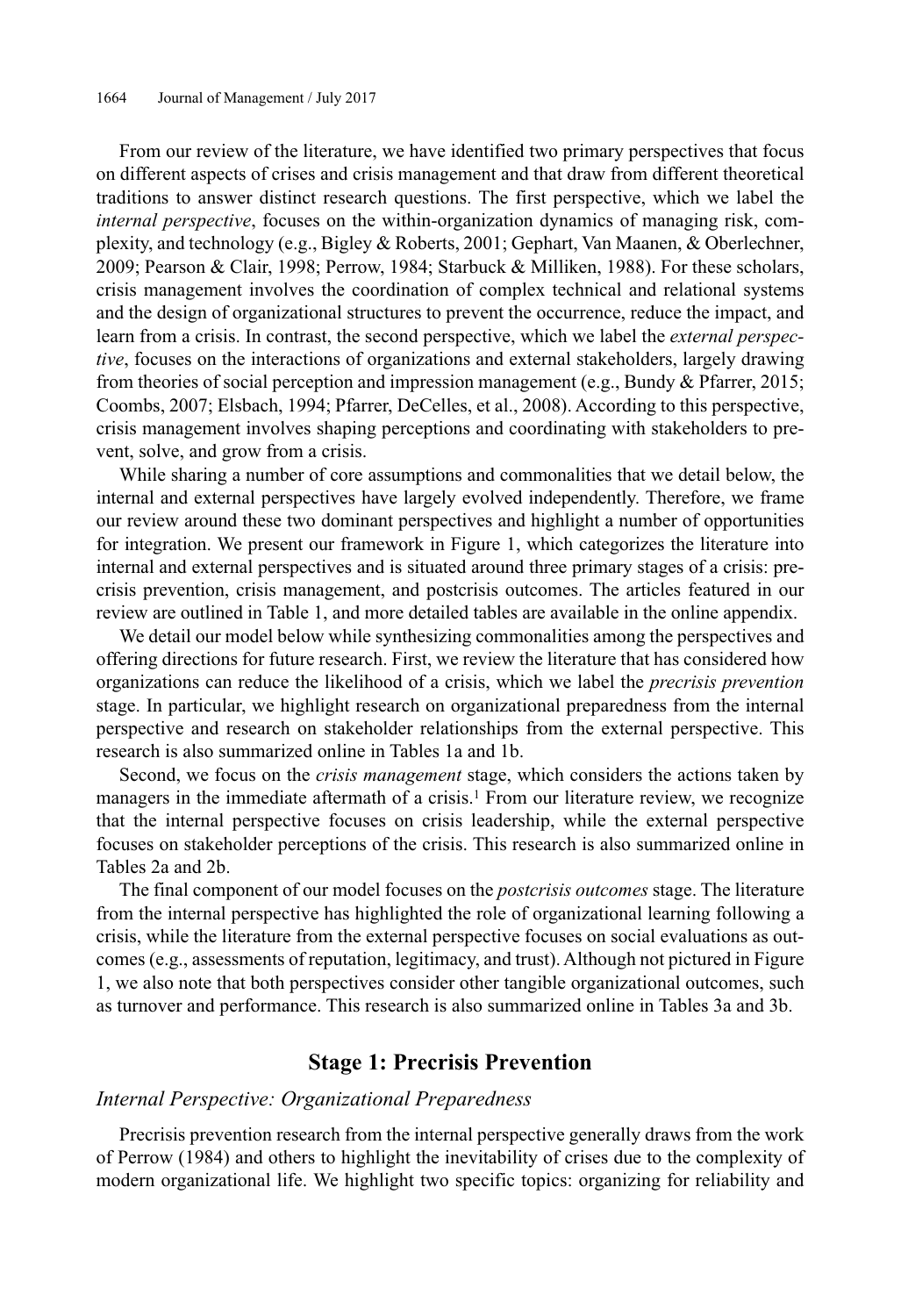From our review of the literature, we have identified two primary perspectives that focus on different aspects of crises and crisis management and that draw from different theoretical traditions to answer distinct research questions. The first perspective, which we label the *internal perspective*, focuses on the within-organization dynamics of managing risk, complexity, and technology (e.g., Bigley & Roberts, 2001; Gephart, Van Maanen, & Oberlechner, 2009; Pearson & Clair, 1998; Perrow, 1984; Starbuck & Milliken, 1988). For these scholars, crisis management involves the coordination of complex technical and relational systems and the design of organizational structures to prevent the occurrence, reduce the impact, and learn from a crisis. In contrast, the second perspective, which we label the *external perspective*, focuses on the interactions of organizations and external stakeholders, largely drawing from theories of social perception and impression management (e.g., Bundy & Pfarrer, 2015; Coombs, 2007; Elsbach, 1994; Pfarrer, DeCelles, et al., 2008). According to this perspective, crisis management involves shaping perceptions and coordinating with stakeholders to prevent, solve, and grow from a crisis.

While sharing a number of core assumptions and commonalities that we detail below, the internal and external perspectives have largely evolved independently. Therefore, we frame our review around these two dominant perspectives and highlight a number of opportunities for integration. We present our framework in Figure 1, which categorizes the literature into internal and external perspectives and is situated around three primary stages of a crisis: precrisis prevention, crisis management, and postcrisis outcomes. The articles featured in our review are outlined in Table 1, and more detailed tables are available in the online appendix.

We detail our model below while synthesizing commonalities among the perspectives and offering directions for future research. First, we review the literature that has considered how organizations can reduce the likelihood of a crisis, which we label the *precrisis prevention* stage. In particular, we highlight research on organizational preparedness from the internal perspective and research on stakeholder relationships from the external perspective. This research is also summarized online in Tables 1a and 1b.

Second, we focus on the *crisis management* stage, which considers the actions taken by managers in the immediate aftermath of a crisis.[1] From our literature review, we recognize that the internal perspective focuses on crisis leadership, while the external perspective focuses on stakeholder perceptions of the crisis. This research is also summarized online in Tables 2a and 2b.

The final component of our model focuses on the *postcrisis outcomes* stage. The literature from the internal perspective has highlighted the role of organizational learning following a crisis, while the literature from the external perspective focuses on social evaluations as outcomes (e.g., assessments of reputation, legitimacy, and trust). Although not pictured in Figure 1, we also note that both perspectives consider other tangible organizational outcomes, such as turnover and performance. This research is also summarized online in Tables 3a and 3b.

## Stage 1: Precrisis Prevention

### *Internal Perspective: Organizational Preparedness*

Precrisis prevention research from the internal perspective generally draws from the work of Perrow (1984) and others to highlight the inevitability of crises due to the complexity of modern organizational life. We highlight two specific topics: organizing for reliability and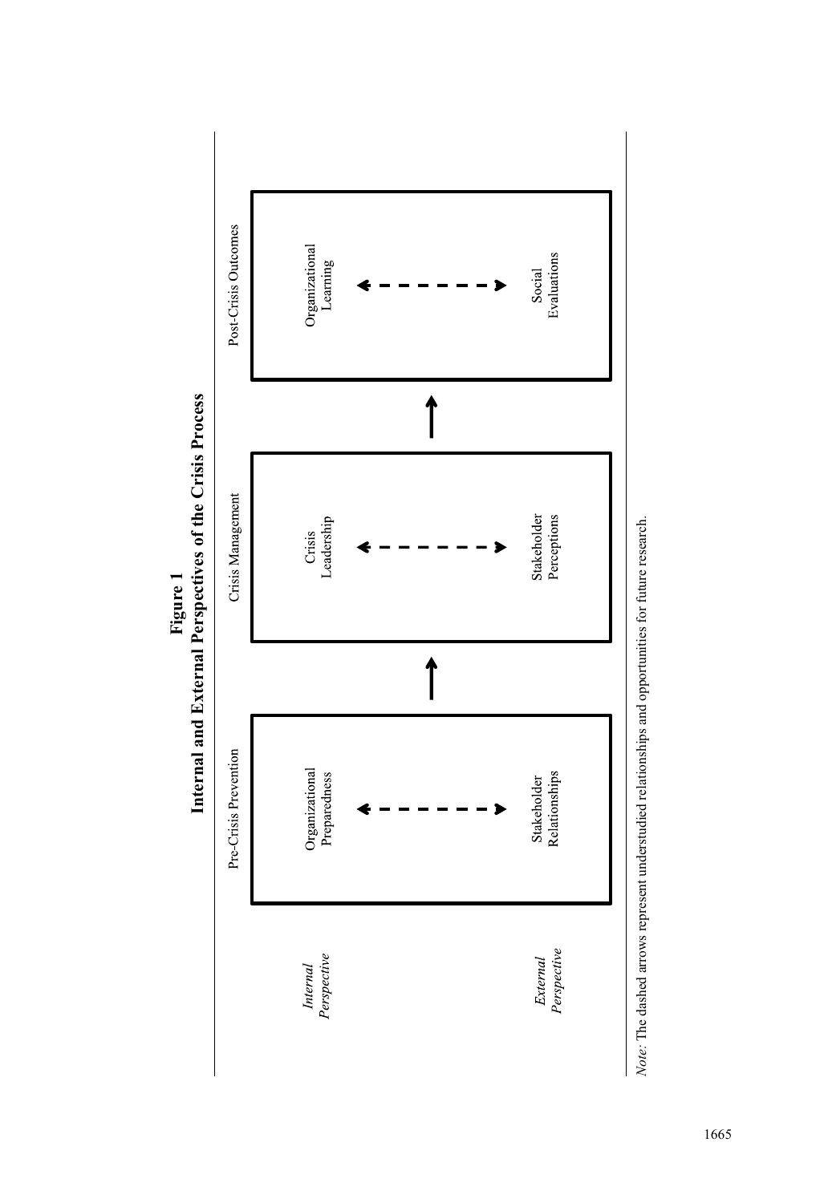**Figure 1**
**Internal and External Perspectives of the Crisis Process**

| | Pre-Crisis Prevention | → | Crisis Management | → | Post-Crisis Outcomes |
|---|---|---|---|---|---|
| *Internal Perspective* | Organizational Preparedness | | Crisis Leadership | | Organizational Learning |
| | ↕ | | ↕ | | ↕ |
| *External Perspective* | Stakeholder Relationships | | Stakeholder Perceptions | | Social Evaluations |

*Note:* The dashed arrows represent understudied relationships and opportunities for future research.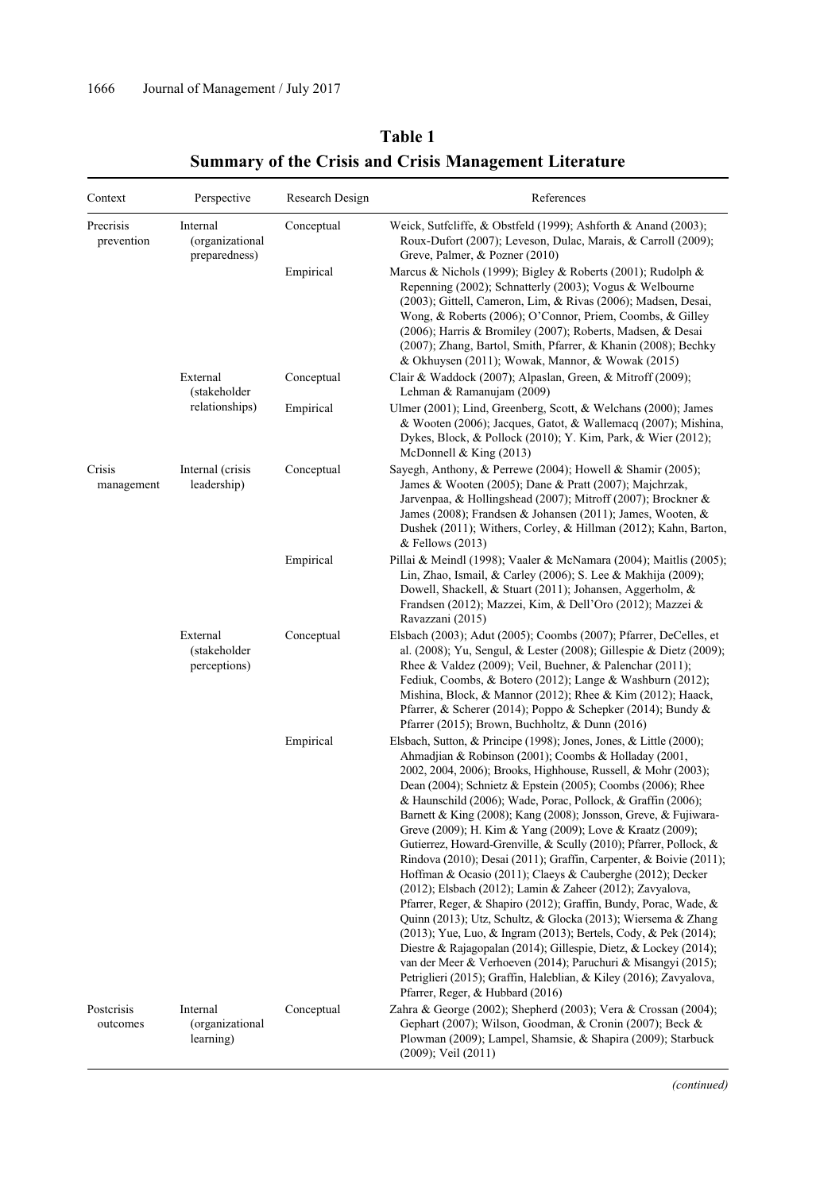**Table 1**
**Summary of the Crisis and Crisis Management Literature**

| Context | Perspective | Research Design | References |
|---|---|---|---|
| Precrisis prevention | Internal (organizational preparedness) | Conceptual | Weick, Sutfcliffe, & Obstfeld (1999); Ashforth & Anand (2003); Roux-Dufort (2007); Leveson, Dulac, Marais, & Carroll (2009); Greve, Palmer, & Pozner (2010) |
| | | Empirical | Marcus & Nichols (1999); Bigley & Roberts (2001); Rudolph & Repenning (2002); Schnatterly (2003); Vogus & Welbourne (2003); Gittell, Cameron, Lim, & Rivas (2006); Madsen, Desai, Wong, & Roberts (2006); O'Connor, Priem, Coombs, & Gilley (2006); Harris & Bromiley (2007); Roberts, Madsen, & Desai (2007); Zhang, Bartol, Smith, Pfarrer, & Khanin (2008); Bechky & Okhuysen (2011); Wowak, Mannor, & Wowak (2015) |
| | External (stakeholder relationships) | Conceptual | Clair & Waddock (2007); Alpaslan, Green, & Mitroff (2009); Lehman & Ramanujam (2009) |
| | | Empirical | Ulmer (2001); Lind, Greenberg, Scott, & Welchans (2000); James & Wooten (2006); Jacques, Gatot, & Wallemacq (2007); Mishina, Dykes, Block, & Pollock (2010); Y. Kim, Park, & Wier (2012); McDonnell & King (2013) |
| Crisis management | Internal (crisis leadership) | Conceptual | Sayegh, Anthony, & Perrewe (2004); Howell & Shamir (2005); James & Wooten (2005); Dane & Pratt (2007); Majchrzak, Jarvenpaa, & Hollingshead (2007); Mitroff (2007); Brockner & James (2008); Frandsen & Johansen (2011); James, Wooten, & Dushek (2011); Withers, Corley, & Hillman (2012); Kahn, Barton, & Fellows (2013) |
| | | Empirical | Pillai & Meindl (1998); Vaaler & McNamara (2004); Maitlis (2005); Lin, Zhao, Ismail, & Carley (2006); S. Lee & Makhija (2009); Dowell, Shackell, & Stuart (2011); Johansen, Aggerholm, & Frandsen (2012); Mazzei, Kim, & Dell'Oro (2012); Mazzei & Ravazzani (2015) |
| | External (stakeholder perceptions) | Conceptual | Elsbach (2003); Adut (2005); Coombs (2007); Pfarrer, DeCelles, et al. (2008); Yu, Sengul, & Lester (2008); Gillespie & Dietz (2009); Rhee & Valdez (2009); Veil, Buehner, & Palenchar (2011); Fediuk, Coombs, & Botero (2012); Lange & Washburn (2012); Mishina, Block, & Mannor (2012); Rhee & Kim (2012); Haack, Pfarrer, & Scherer (2014); Poppo & Schepker (2014); Bundy & Pfarrer (2015); Brown, Buchholtz, & Dunn (2016) |
| | | Empirical | Elsbach, Sutton, & Principe (1998); Jones, Jones, & Little (2000); Ahmadjian & Robinson (2001); Coombs & Holladay (2001, 2002, 2004, 2006); Brooks, Highhouse, Russell, & Mohr (2003); Dean (2004); Schnietz & Epstein (2005); Coombs (2006); Rhee & Haunschild (2006); Wade, Porac, Pollock, & Graffin (2006); Barnett & King (2008); Kang (2008); Jonsson, Greve, & Fujiwara-Greve (2009); H. Kim & Yang (2009); Love & Kraatz (2009); Gutierrez, Howard-Grenville, & Scully (2010); Pfarrer, Pollock, & Rindova (2010); Desai (2011); Graffin, Carpenter, & Boivie (2011); Hoffman & Ocasio (2011); Claeys & Cauberghe (2012); Decker (2012); Elsbach (2012); Lamin & Zaheer (2012); Zavyalova, Pfarrer, Reger, & Shapiro (2012); Graffin, Bundy, Porac, Wade, & Quinn (2013); Utz, Schultz, & Glocka (2013); Wiersema & Zhang (2013); Yue, Luo, & Ingram (2013); Bertels, Cody, & Pek (2014); Diestre & Rajagopalan (2014); Gillespie, Dietz, & Lockey (2014); van der Meer & Verhoeven (2014); Paruchuri & Misangyi (2015); Petriglieri (2015); Graffin, Haleblian, & Kiley (2016); Zavyalova, Pfarrer, Reger, & Hubbard (2016) |
| Postcrisis outcomes | Internal (organizational learning) | Conceptual | Zahra & George (2002); Shepherd (2003); Vera & Crossan (2004); Gephart (2007); Wilson, Goodman, & Cronin (2007); Beck & Plowman (2009); Lampel, Shamsie, & Shapira (2009); Starbuck (2009); Veil (2011) |

*(continued)*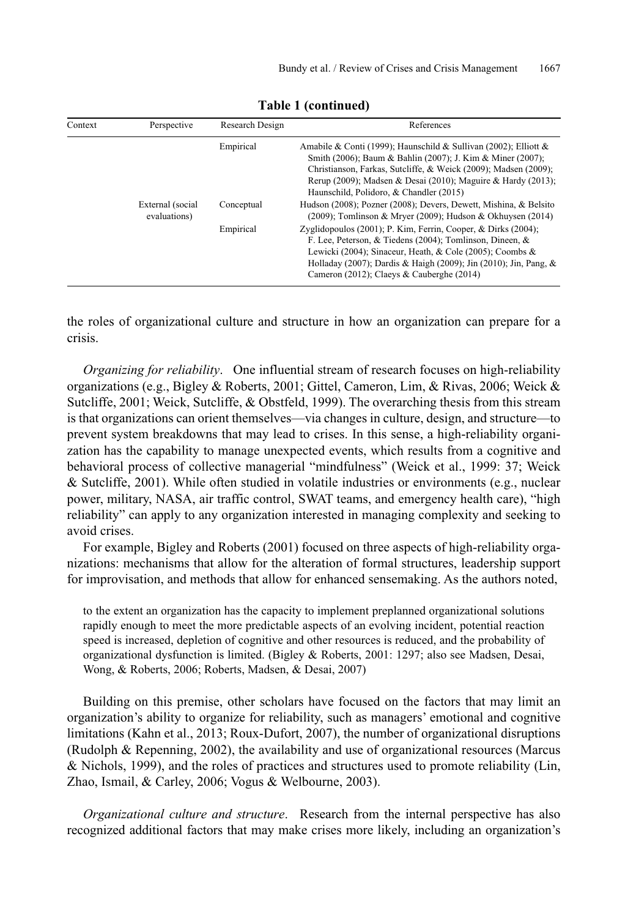**Table 1 (continued)**

| Context | Perspective | Research Design | References |
|---|---|---|---|
| | | Empirical | Amabile & Conti (1999); Haunschild & Sullivan (2002); Elliott & Smith (2006); Baum & Bahlin (2007); J. Kim & Miner (2007); Christianson, Farkas, Sutcliffe, & Weick (2009); Madsen (2009); Rerup (2009); Madsen & Desai (2010); Maguire & Hardy (2013); Haunschild, Polidoro, & Chandler (2015) |
| | External (social evaluations) | Conceptual | Hudson (2008); Pozner (2008); Devers, Dewett, Mishina, & Belsito (2009); Tomlinson & Mryer (2009); Hudson & Okhuysen (2014) |
| | | Empirical | Zyglidopoulos (2001); P. Kim, Ferrin, Cooper, & Dirks (2004); F. Lee, Peterson, & Tiedens (2004); Tomlinson, Dineen, & Lewicki (2004); Sinaceur, Heath, & Cole (2005); Coombs & Holladay (2007); Dardis & Haigh (2009); Jin (2010); Jin, Pang, & Cameron (2012); Claeys & Cauberghe (2014) |

the roles of organizational culture and structure in how an organization can prepare for a crisis.

*Organizing for reliability*. One influential stream of research focuses on high-reliability organizations (e.g., Bigley & Roberts, 2001; Gittel, Cameron, Lim, & Rivas, 2006; Weick & Sutcliffe, 2001; Weick, Sutcliffe, & Obstfeld, 1999). The overarching thesis from this stream is that organizations can orient themselves—via changes in culture, design, and structure—to prevent system breakdowns that may lead to crises. In this sense, a high-reliability organization has the capability to manage unexpected events, which results from a cognitive and behavioral process of collective managerial "mindfulness" (Weick et al., 1999: 37; Weick & Sutcliffe, 2001). While often studied in volatile industries or environments (e.g., nuclear power, military, NASA, air traffic control, SWAT teams, and emergency health care), "high reliability" can apply to any organization interested in managing complexity and seeking to avoid crises.

For example, Bigley and Roberts (2001) focused on three aspects of high-reliability organizations: mechanisms that allow for the alteration of formal structures, leadership support for improvisation, and methods that allow for enhanced sensemaking. As the authors noted,

> to the extent an organization has the capacity to implement preplanned organizational solutions rapidly enough to meet the more predictable aspects of an evolving incident, potential reaction speed is increased, depletion of cognitive and other resources is reduced, and the probability of organizational dysfunction is limited. (Bigley & Roberts, 2001: 1297; also see Madsen, Desai, Wong, & Roberts, 2006; Roberts, Madsen, & Desai, 2007)

Building on this premise, other scholars have focused on the factors that may limit an organization's ability to organize for reliability, such as managers' emotional and cognitive limitations (Kahn et al., 2013; Roux-Dufort, 2007), the number of organizational disruptions (Rudolph & Repenning, 2002), the availability and use of organizational resources (Marcus & Nichols, 1999), and the roles of practices and structures used to promote reliability (Lin, Zhao, Ismail, & Carley, 2006; Vogus & Welbourne, 2003).

*Organizational culture and structure*. Research from the internal perspective has also recognized additional factors that may make crises more likely, including an organization's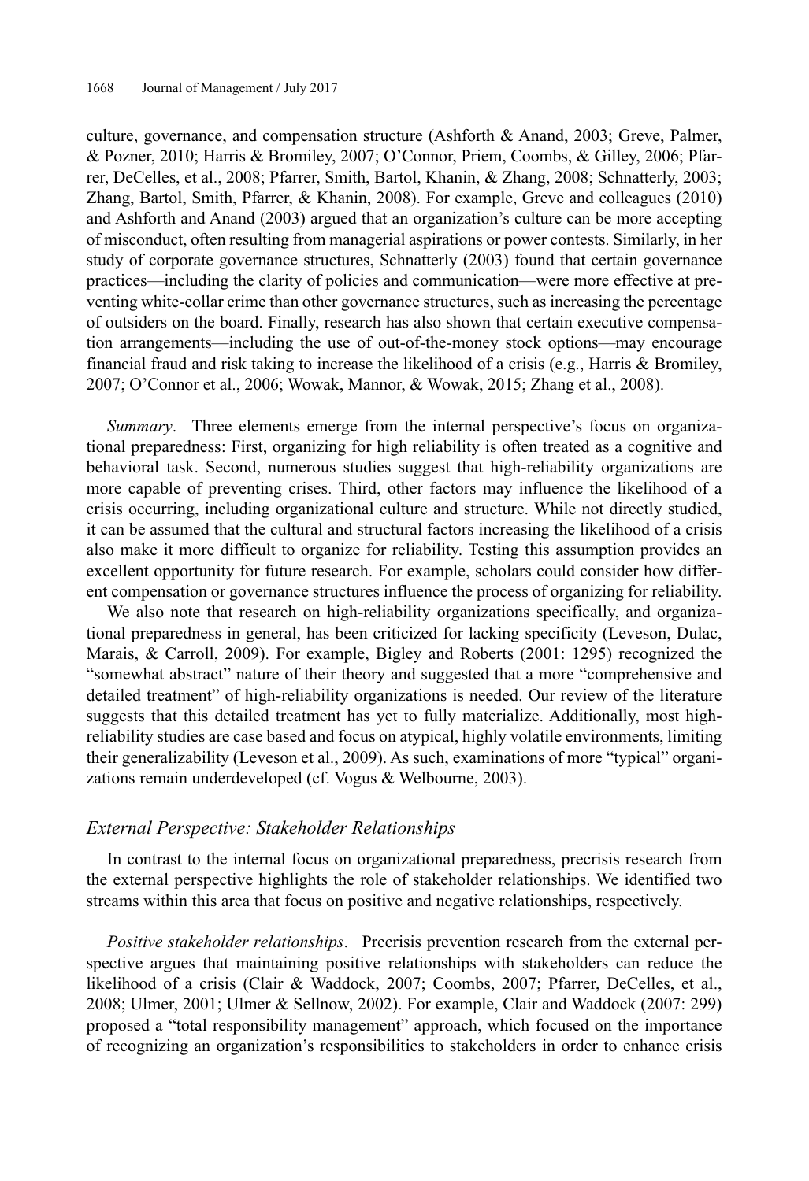culture, governance, and compensation structure (Ashforth & Anand, 2003; Greve, Palmer, & Pozner, 2010; Harris & Bromiley, 2007; O'Connor, Priem, Coombs, & Gilley, 2006; Pfarrer, DeCelles, et al., 2008; Pfarrer, Smith, Bartol, Khanin, & Zhang, 2008; Schnatterly, 2003; Zhang, Bartol, Smith, Pfarrer, & Khanin, 2008). For example, Greve and colleagues (2010) and Ashforth and Anand (2003) argued that an organization's culture can be more accepting of misconduct, often resulting from managerial aspirations or power contests. Similarly, in her study of corporate governance structures, Schnatterly (2003) found that certain governance practices—including the clarity of policies and communication—were more effective at preventing white-collar crime than other governance structures, such as increasing the percentage of outsiders on the board. Finally, research has also shown that certain executive compensation arrangements—including the use of out-of-the-money stock options—may encourage financial fraud and risk taking to increase the likelihood of a crisis (e.g., Harris & Bromiley, 2007; O'Connor et al., 2006; Wowak, Mannor, & Wowak, 2015; Zhang et al., 2008).

*Summary*. Three elements emerge from the internal perspective's focus on organizational preparedness: First, organizing for high reliability is often treated as a cognitive and behavioral task. Second, numerous studies suggest that high-reliability organizations are more capable of preventing crises. Third, other factors may influence the likelihood of a crisis occurring, including organizational culture and structure. While not directly studied, it can be assumed that the cultural and structural factors increasing the likelihood of a crisis also make it more difficult to organize for reliability. Testing this assumption provides an excellent opportunity for future research. For example, scholars could consider how different compensation or governance structures influence the process of organizing for reliability.

We also note that research on high-reliability organizations specifically, and organizational preparedness in general, has been criticized for lacking specificity (Leveson, Dulac, Marais, & Carroll, 2009). For example, Bigley and Roberts (2001: 1295) recognized the "somewhat abstract" nature of their theory and suggested that a more "comprehensive and detailed treatment" of high-reliability organizations is needed. Our review of the literature suggests that this detailed treatment has yet to fully materialize. Additionally, most high-reliability studies are case based and focus on atypical, highly volatile environments, limiting their generalizability (Leveson et al., 2009). As such, examinations of more "typical" organizations remain underdeveloped (cf. Vogus & Welbourne, 2003).

### *External Perspective: Stakeholder Relationships*

In contrast to the internal focus on organizational preparedness, precrisis research from the external perspective highlights the role of stakeholder relationships. We identified two streams within this area that focus on positive and negative relationships, respectively.

*Positive stakeholder relationships*. Precrisis prevention research from the external perspective argues that maintaining positive relationships with stakeholders can reduce the likelihood of a crisis (Clair & Waddock, 2007; Coombs, 2007; Pfarrer, DeCelles, et al., 2008; Ulmer, 2001; Ulmer & Sellnow, 2002). For example, Clair and Waddock (2007: 299) proposed a "total responsibility management" approach, which focused on the importance of recognizing an organization's responsibilities to stakeholders in order to enhance crisis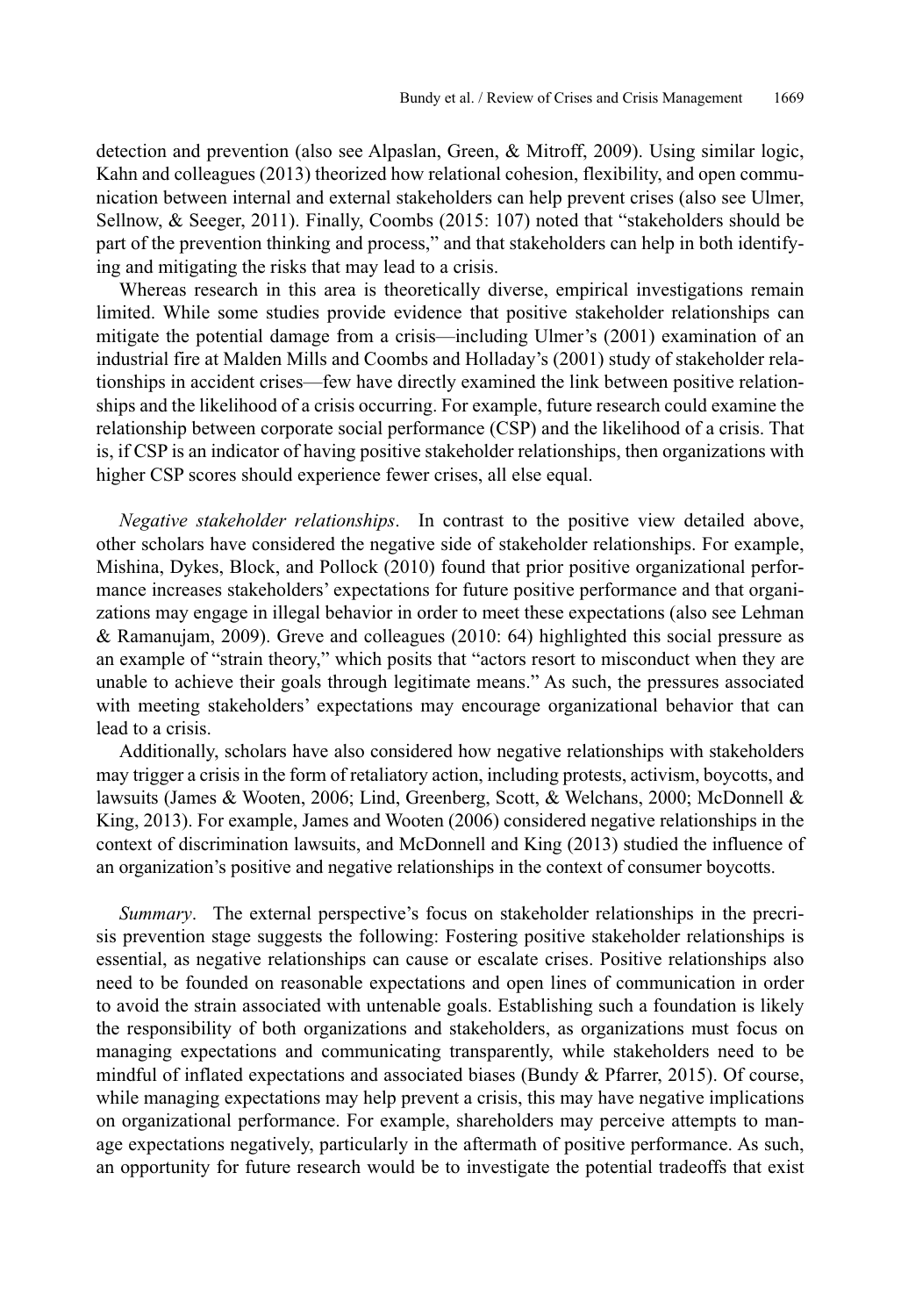detection and prevention (also see Alpaslan, Green, & Mitroff, 2009). Using similar logic, Kahn and colleagues (2013) theorized how relational cohesion, flexibility, and open communication between internal and external stakeholders can help prevent crises (also see Ulmer, Sellnow, & Seeger, 2011). Finally, Coombs (2015: 107) noted that "stakeholders should be part of the prevention thinking and process," and that stakeholders can help in both identifying and mitigating the risks that may lead to a crisis.

Whereas research in this area is theoretically diverse, empirical investigations remain limited. While some studies provide evidence that positive stakeholder relationships can mitigate the potential damage from a crisis—including Ulmer's (2001) examination of an industrial fire at Malden Mills and Coombs and Holladay's (2001) study of stakeholder relationships in accident crises—few have directly examined the link between positive relationships and the likelihood of a crisis occurring. For example, future research could examine the relationship between corporate social performance (CSP) and the likelihood of a crisis. That is, if CSP is an indicator of having positive stakeholder relationships, then organizations with higher CSP scores should experience fewer crises, all else equal.

*Negative stakeholder relationships*. In contrast to the positive view detailed above, other scholars have considered the negative side of stakeholder relationships. For example, Mishina, Dykes, Block, and Pollock (2010) found that prior positive organizational performance increases stakeholders' expectations for future positive performance and that organizations may engage in illegal behavior in order to meet these expectations (also see Lehman & Ramanujam, 2009). Greve and colleagues (2010: 64) highlighted this social pressure as an example of "strain theory," which posits that "actors resort to misconduct when they are unable to achieve their goals through legitimate means." As such, the pressures associated with meeting stakeholders' expectations may encourage organizational behavior that can lead to a crisis.

Additionally, scholars have also considered how negative relationships with stakeholders may trigger a crisis in the form of retaliatory action, including protests, activism, boycotts, and lawsuits (James & Wooten, 2006; Lind, Greenberg, Scott, & Welchans, 2000; McDonnell & King, 2013). For example, James and Wooten (2006) considered negative relationships in the context of discrimination lawsuits, and McDonnell and King (2013) studied the influence of an organization's positive and negative relationships in the context of consumer boycotts.

*Summary*. The external perspective's focus on stakeholder relationships in the precrisis prevention stage suggests the following: Fostering positive stakeholder relationships is essential, as negative relationships can cause or escalate crises. Positive relationships also need to be founded on reasonable expectations and open lines of communication in order to avoid the strain associated with untenable goals. Establishing such a foundation is likely the responsibility of both organizations and stakeholders, as organizations must focus on managing expectations and communicating transparently, while stakeholders need to be mindful of inflated expectations and associated biases (Bundy & Pfarrer, 2015). Of course, while managing expectations may help prevent a crisis, this may have negative implications on organizational performance. For example, shareholders may perceive attempts to manage expectations negatively, particularly in the aftermath of positive performance. As such, an opportunity for future research would be to investigate the potential tradeoffs that exist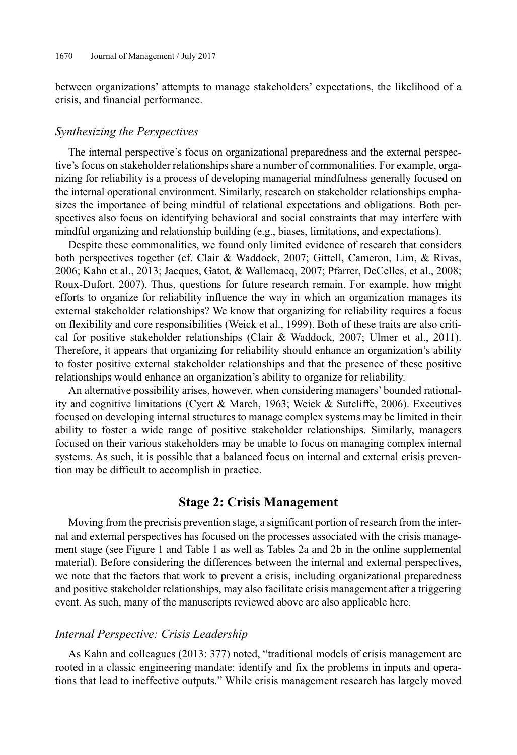between organizations' attempts to manage stakeholders' expectations, the likelihood of a crisis, and financial performance.

### *Synthesizing the Perspectives*

The internal perspective's focus on organizational preparedness and the external perspective's focus on stakeholder relationships share a number of commonalities. For example, organizing for reliability is a process of developing managerial mindfulness generally focused on the internal operational environment. Similarly, research on stakeholder relationships emphasizes the importance of being mindful of relational expectations and obligations. Both perspectives also focus on identifying behavioral and social constraints that may interfere with mindful organizing and relationship building (e.g., biases, limitations, and expectations).

Despite these commonalities, we found only limited evidence of research that considers both perspectives together (cf. Clair & Waddock, 2007; Gittell, Cameron, Lim, & Rivas, 2006; Kahn et al., 2013; Jacques, Gatot, & Wallemacq, 2007; Pfarrer, DeCelles, et al., 2008; Roux-Dufort, 2007). Thus, questions for future research remain. For example, how might efforts to organize for reliability influence the way in which an organization manages its external stakeholder relationships? We know that organizing for reliability requires a focus on flexibility and core responsibilities (Weick et al., 1999). Both of these traits are also critical for positive stakeholder relationships (Clair & Waddock, 2007; Ulmer et al., 2011). Therefore, it appears that organizing for reliability should enhance an organization's ability to foster positive external stakeholder relationships and that the presence of these positive relationships would enhance an organization's ability to organize for reliability.

An alternative possibility arises, however, when considering managers' bounded rationality and cognitive limitations (Cyert & March, 1963; Weick & Sutcliffe, 2006). Executives focused on developing internal structures to manage complex systems may be limited in their ability to foster a wide range of positive stakeholder relationships. Similarly, managers focused on their various stakeholders may be unable to focus on managing complex internal systems. As such, it is possible that a balanced focus on internal and external crisis prevention may be difficult to accomplish in practice.

## Stage 2: Crisis Management

Moving from the precrisis prevention stage, a significant portion of research from the internal and external perspectives has focused on the processes associated with the crisis management stage (see Figure 1 and Table 1 as well as Tables 2a and 2b in the online supplemental material). Before considering the differences between the internal and external perspectives, we note that the factors that work to prevent a crisis, including organizational preparedness and positive stakeholder relationships, may also facilitate crisis management after a triggering event. As such, many of the manuscripts reviewed above are also applicable here.

### *Internal Perspective: Crisis Leadership*

As Kahn and colleagues (2013: 377) noted, "traditional models of crisis management are rooted in a classic engineering mandate: identify and fix the problems in inputs and operations that lead to ineffective outputs." While crisis management research has largely moved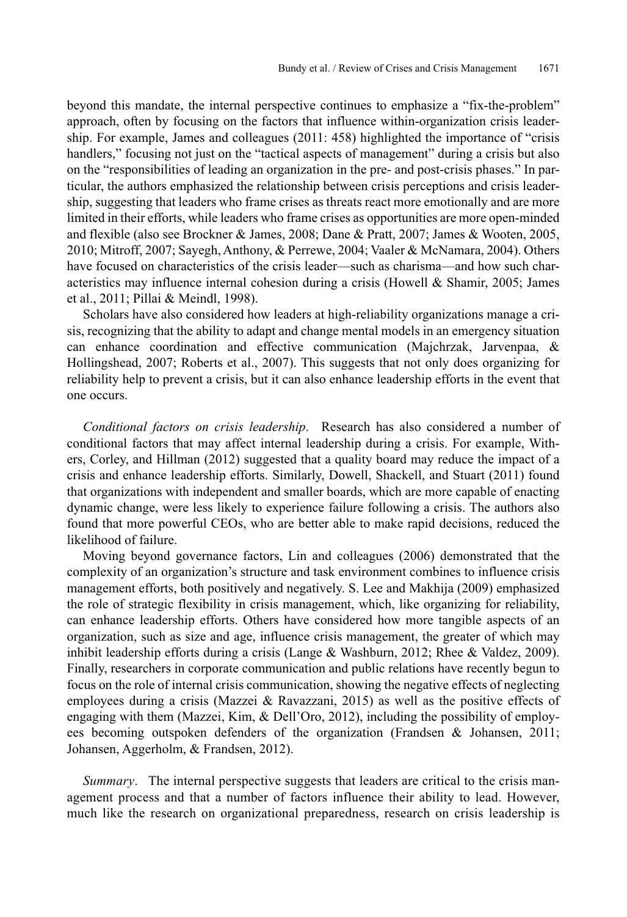beyond this mandate, the internal perspective continues to emphasize a "fix-the-problem" approach, often by focusing on the factors that influence within-organization crisis leadership. For example, James and colleagues (2011: 458) highlighted the importance of "crisis handlers," focusing not just on the "tactical aspects of management" during a crisis but also on the "responsibilities of leading an organization in the pre- and post-crisis phases." In particular, the authors emphasized the relationship between crisis perceptions and crisis leadership, suggesting that leaders who frame crises as threats react more emotionally and are more limited in their efforts, while leaders who frame crises as opportunities are more open-minded and flexible (also see Brockner & James, 2008; Dane & Pratt, 2007; James & Wooten, 2005, 2010; Mitroff, 2007; Sayegh, Anthony, & Perrewe, 2004; Vaaler & McNamara, 2004). Others have focused on characteristics of the crisis leader—such as charisma—and how such characteristics may influence internal cohesion during a crisis (Howell & Shamir, 2005; James et al., 2011; Pillai & Meindl, 1998).

Scholars have also considered how leaders at high-reliability organizations manage a crisis, recognizing that the ability to adapt and change mental models in an emergency situation can enhance coordination and effective communication (Majchrzak, Jarvenpaa, & Hollingshead, 2007; Roberts et al., 2007). This suggests that not only does organizing for reliability help to prevent a crisis, but it can also enhance leadership efforts in the event that one occurs.

*Conditional factors on crisis leadership*. Research has also considered a number of conditional factors that may affect internal leadership during a crisis. For example, Withers, Corley, and Hillman (2012) suggested that a quality board may reduce the impact of a crisis and enhance leadership efforts. Similarly, Dowell, Shackell, and Stuart (2011) found that organizations with independent and smaller boards, which are more capable of enacting dynamic change, were less likely to experience failure following a crisis. The authors also found that more powerful CEOs, who are better able to make rapid decisions, reduced the likelihood of failure.

Moving beyond governance factors, Lin and colleagues (2006) demonstrated that the complexity of an organization's structure and task environment combines to influence crisis management efforts, both positively and negatively. S. Lee and Makhija (2009) emphasized the role of strategic flexibility in crisis management, which, like organizing for reliability, can enhance leadership efforts. Others have considered how more tangible aspects of an organization, such as size and age, influence crisis management, the greater of which may inhibit leadership efforts during a crisis (Lange & Washburn, 2012; Rhee & Valdez, 2009). Finally, researchers in corporate communication and public relations have recently begun to focus on the role of internal crisis communication, showing the negative effects of neglecting employees during a crisis (Mazzei & Ravazzani, 2015) as well as the positive effects of engaging with them (Mazzei, Kim, & Dell'Oro, 2012), including the possibility of employees becoming outspoken defenders of the organization (Frandsen & Johansen, 2011; Johansen, Aggerholm, & Frandsen, 2012).

*Summary*. The internal perspective suggests that leaders are critical to the crisis management process and that a number of factors influence their ability to lead. However, much like the research on organizational preparedness, research on crisis leadership is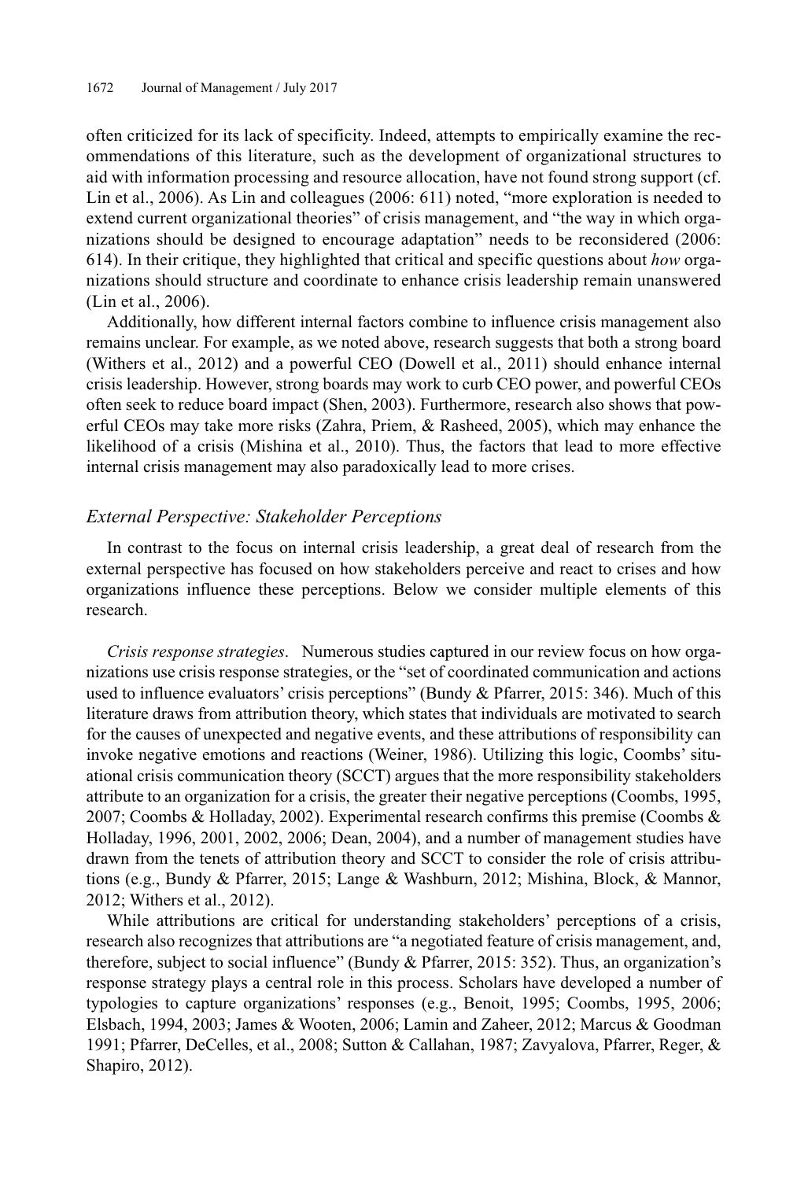often criticized for its lack of specificity. Indeed, attempts to empirically examine the recommendations of this literature, such as the development of organizational structures to aid with information processing and resource allocation, have not found strong support (cf. Lin et al., 2006). As Lin and colleagues (2006: 611) noted, "more exploration is needed to extend current organizational theories" of crisis management, and "the way in which organizations should be designed to encourage adaptation" needs to be reconsidered (2006: 614). In their critique, they highlighted that critical and specific questions about *how* organizations should structure and coordinate to enhance crisis leadership remain unanswered (Lin et al., 2006).

Additionally, how different internal factors combine to influence crisis management also remains unclear. For example, as we noted above, research suggests that both a strong board (Withers et al., 2012) and a powerful CEO (Dowell et al., 2011) should enhance internal crisis leadership. However, strong boards may work to curb CEO power, and powerful CEOs often seek to reduce board impact (Shen, 2003). Furthermore, research also shows that powerful CEOs may take more risks (Zahra, Priem, & Rasheed, 2005), which may enhance the likelihood of a crisis (Mishina et al., 2010). Thus, the factors that lead to more effective internal crisis management may also paradoxically lead to more crises.

### *External Perspective: Stakeholder Perceptions*

In contrast to the focus on internal crisis leadership, a great deal of research from the external perspective has focused on how stakeholders perceive and react to crises and how organizations influence these perceptions. Below we consider multiple elements of this research.

*Crisis response strategies*. Numerous studies captured in our review focus on how organizations use crisis response strategies, or the "set of coordinated communication and actions used to influence evaluators' crisis perceptions" (Bundy & Pfarrer, 2015: 346). Much of this literature draws from attribution theory, which states that individuals are motivated to search for the causes of unexpected and negative events, and these attributions of responsibility can invoke negative emotions and reactions (Weiner, 1986). Utilizing this logic, Coombs' situational crisis communication theory (SCCT) argues that the more responsibility stakeholders attribute to an organization for a crisis, the greater their negative perceptions (Coombs, 1995, 2007; Coombs & Holladay, 2002). Experimental research confirms this premise (Coombs & Holladay, 1996, 2001, 2002, 2006; Dean, 2004), and a number of management studies have drawn from the tenets of attribution theory and SCCT to consider the role of crisis attributions (e.g., Bundy & Pfarrer, 2015; Lange & Washburn, 2012; Mishina, Block, & Mannor, 2012; Withers et al., 2012).

While attributions are critical for understanding stakeholders' perceptions of a crisis, research also recognizes that attributions are "a negotiated feature of crisis management, and, therefore, subject to social influence" (Bundy & Pfarrer, 2015: 352). Thus, an organization's response strategy plays a central role in this process. Scholars have developed a number of typologies to capture organizations' responses (e.g., Benoit, 1995; Coombs, 1995, 2006; Elsbach, 1994, 2003; James & Wooten, 2006; Lamin and Zaheer, 2012; Marcus & Goodman 1991; Pfarrer, DeCelles, et al., 2008; Sutton & Callahan, 1987; Zavyalova, Pfarrer, Reger, & Shapiro, 2012).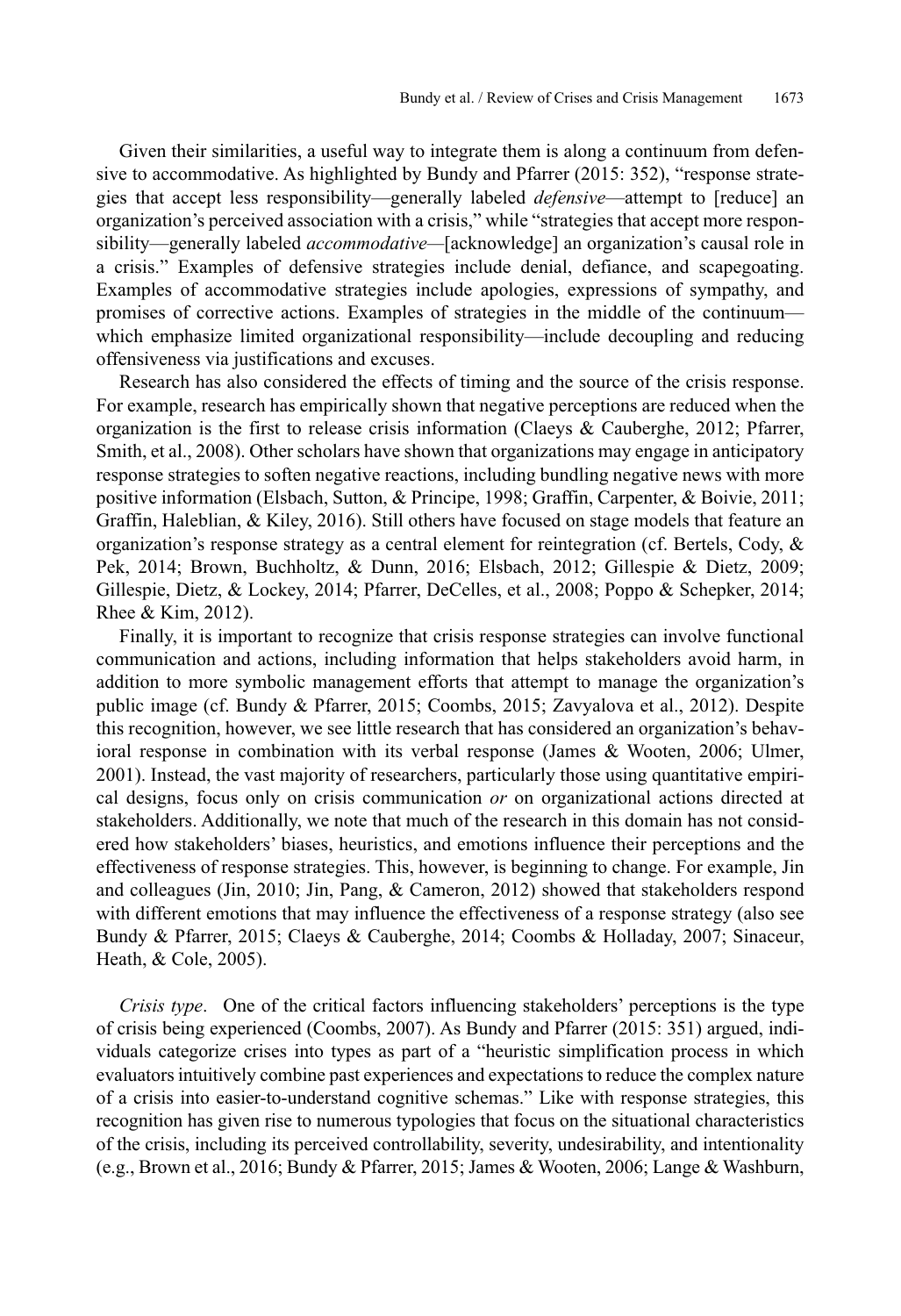Given their similarities, a useful way to integrate them is along a continuum from defensive to accommodative. As highlighted by Bundy and Pfarrer (2015: 352), "response strategies that accept less responsibility—generally labeled *defensive*—attempt to [reduce] an organization's perceived association with a crisis," while "strategies that accept more responsibility—generally labeled *accommodative*—[acknowledge] an organization's causal role in a crisis." Examples of defensive strategies include denial, defiance, and scapegoating. Examples of accommodative strategies include apologies, expressions of sympathy, and promises of corrective actions. Examples of strategies in the middle of the continuum—which emphasize limited organizational responsibility—include decoupling and reducing offensiveness via justifications and excuses.

Research has also considered the effects of timing and the source of the crisis response. For example, research has empirically shown that negative perceptions are reduced when the organization is the first to release crisis information (Claeys & Cauberghe, 2012; Pfarrer, Smith, et al., 2008). Other scholars have shown that organizations may engage in anticipatory response strategies to soften negative reactions, including bundling negative news with more positive information (Elsbach, Sutton, & Principe, 1998; Graffin, Carpenter, & Boivie, 2011; Graffin, Haleblian, & Kiley, 2016). Still others have focused on stage models that feature an organization's response strategy as a central element for reintegration (cf. Bertels, Cody, & Pek, 2014; Brown, Buchholtz, & Dunn, 2016; Elsbach, 2012; Gillespie & Dietz, 2009; Gillespie, Dietz, & Lockey, 2014; Pfarrer, DeCelles, et al., 2008; Poppo & Schepker, 2014; Rhee & Kim, 2012).

Finally, it is important to recognize that crisis response strategies can involve functional communication and actions, including information that helps stakeholders avoid harm, in addition to more symbolic management efforts that attempt to manage the organization's public image (cf. Bundy & Pfarrer, 2015; Coombs, 2015; Zavyalova et al., 2012). Despite this recognition, however, we see little research that has considered an organization's behavioral response in combination with its verbal response (James & Wooten, 2006; Ulmer, 2001). Instead, the vast majority of researchers, particularly those using quantitative empirical designs, focus only on crisis communication *or* on organizational actions directed at stakeholders. Additionally, we note that much of the research in this domain has not considered how stakeholders' biases, heuristics, and emotions influence their perceptions and the effectiveness of response strategies. This, however, is beginning to change. For example, Jin and colleagues (Jin, 2010; Jin, Pang, & Cameron, 2012) showed that stakeholders respond with different emotions that may influence the effectiveness of a response strategy (also see Bundy & Pfarrer, 2015; Claeys & Cauberghe, 2014; Coombs & Holladay, 2007; Sinaceur, Heath, & Cole, 2005).

*Crisis type*. One of the critical factors influencing stakeholders' perceptions is the type of crisis being experienced (Coombs, 2007). As Bundy and Pfarrer (2015: 351) argued, individuals categorize crises into types as part of a "heuristic simplification process in which evaluators intuitively combine past experiences and expectations to reduce the complex nature of a crisis into easier-to-understand cognitive schemas." Like with response strategies, this recognition has given rise to numerous typologies that focus on the situational characteristics of the crisis, including its perceived controllability, severity, undesirability, and intentionality (e.g., Brown et al., 2016; Bundy & Pfarrer, 2015; James & Wooten, 2006; Lange & Washburn,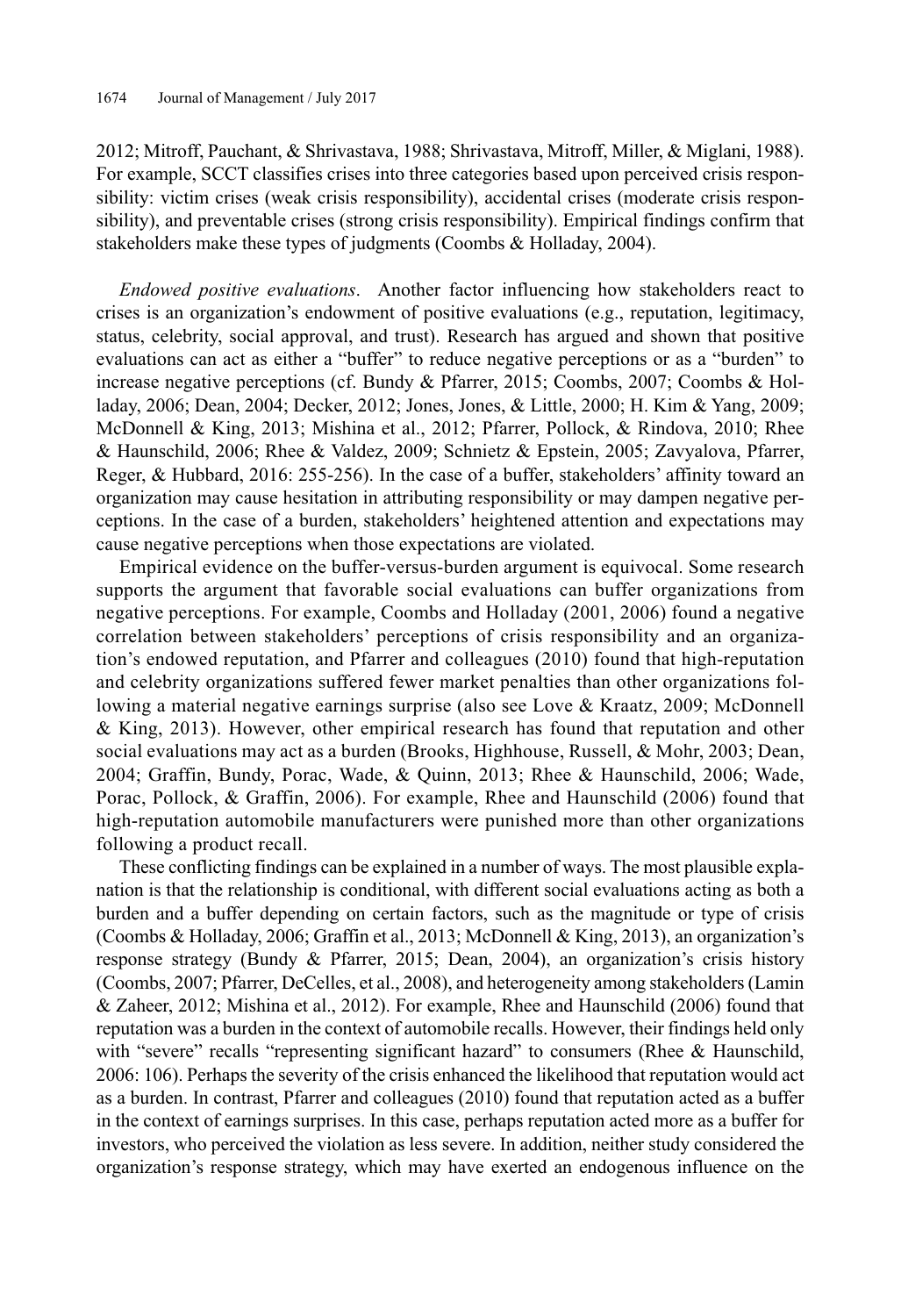2012; Mitroff, Pauchant, & Shrivastava, 1988; Shrivastava, Mitroff, Miller, & Miglani, 1988). For example, SCCT classifies crises into three categories based upon perceived crisis responsibility: victim crises (weak crisis responsibility), accidental crises (moderate crisis responsibility), and preventable crises (strong crisis responsibility). Empirical findings confirm that stakeholders make these types of judgments (Coombs & Holladay, 2004).

*Endowed positive evaluations*. Another factor influencing how stakeholders react to crises is an organization's endowment of positive evaluations (e.g., reputation, legitimacy, status, celebrity, social approval, and trust). Research has argued and shown that positive evaluations can act as either a "buffer" to reduce negative perceptions or as a "burden" to increase negative perceptions (cf. Bundy & Pfarrer, 2015; Coombs, 2007; Coombs & Holladay, 2006; Dean, 2004; Decker, 2012; Jones, Jones, & Little, 2000; H. Kim & Yang, 2009; McDonnell & King, 2013; Mishina et al., 2012; Pfarrer, Pollock, & Rindova, 2010; Rhee & Haunschild, 2006; Rhee & Valdez, 2009; Schnietz & Epstein, 2005; Zavyalova, Pfarrer, Reger, & Hubbard, 2016: 255-256). In the case of a buffer, stakeholders' affinity toward an organization may cause hesitation in attributing responsibility or may dampen negative perceptions. In the case of a burden, stakeholders' heightened attention and expectations may cause negative perceptions when those expectations are violated.

Empirical evidence on the buffer-versus-burden argument is equivocal. Some research supports the argument that favorable social evaluations can buffer organizations from negative perceptions. For example, Coombs and Holladay (2001, 2006) found a negative correlation between stakeholders' perceptions of crisis responsibility and an organization's endowed reputation, and Pfarrer and colleagues (2010) found that high-reputation and celebrity organizations suffered fewer market penalties than other organizations following a material negative earnings surprise (also see Love & Kraatz, 2009; McDonnell & King, 2013). However, other empirical research has found that reputation and other social evaluations may act as a burden (Brooks, Highhouse, Russell, & Mohr, 2003; Dean, 2004; Graffin, Bundy, Porac, Wade, & Quinn, 2013; Rhee & Haunschild, 2006; Wade, Porac, Pollock, & Graffin, 2006). For example, Rhee and Haunschild (2006) found that high-reputation automobile manufacturers were punished more than other organizations following a product recall.

These conflicting findings can be explained in a number of ways. The most plausible explanation is that the relationship is conditional, with different social evaluations acting as both a burden and a buffer depending on certain factors, such as the magnitude or type of crisis (Coombs & Holladay, 2006; Graffin et al., 2013; McDonnell & King, 2013), an organization's response strategy (Bundy & Pfarrer, 2015; Dean, 2004), an organization's crisis history (Coombs, 2007; Pfarrer, DeCelles, et al., 2008), and heterogeneity among stakeholders (Lamin & Zaheer, 2012; Mishina et al., 2012). For example, Rhee and Haunschild (2006) found that reputation was a burden in the context of automobile recalls. However, their findings held only with "severe" recalls "representing significant hazard" to consumers (Rhee & Haunschild, 2006: 106). Perhaps the severity of the crisis enhanced the likelihood that reputation would act as a burden. In contrast, Pfarrer and colleagues (2010) found that reputation acted as a buffer in the context of earnings surprises. In this case, perhaps reputation acted more as a buffer for investors, who perceived the violation as less severe. In addition, neither study considered the organization's response strategy, which may have exerted an endogenous influence on the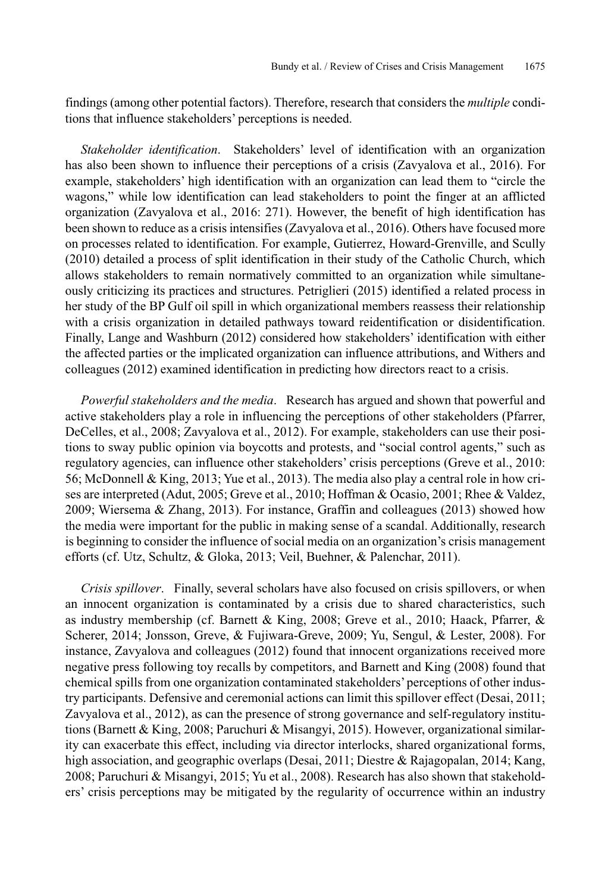findings (among other potential factors). Therefore, research that considers the *multiple* conditions that influence stakeholders' perceptions is needed.

*Stakeholder identification*. Stakeholders' level of identification with an organization has also been shown to influence their perceptions of a crisis (Zavyalova et al., 2016). For example, stakeholders' high identification with an organization can lead them to "circle the wagons," while low identification can lead stakeholders to point the finger at an afflicted organization (Zavyalova et al., 2016: 271). However, the benefit of high identification has been shown to reduce as a crisis intensifies (Zavyalova et al., 2016). Others have focused more on processes related to identification. For example, Gutierrez, Howard-Grenville, and Scully (2010) detailed a process of split identification in their study of the Catholic Church, which allows stakeholders to remain normatively committed to an organization while simultaneously criticizing its practices and structures. Petriglieri (2015) identified a related process in her study of the BP Gulf oil spill in which organizational members reassess their relationship with a crisis organization in detailed pathways toward reidentification or disidentification. Finally, Lange and Washburn (2012) considered how stakeholders' identification with either the affected parties or the implicated organization can influence attributions, and Withers and colleagues (2012) examined identification in predicting how directors react to a crisis.

*Powerful stakeholders and the media*. Research has argued and shown that powerful and active stakeholders play a role in influencing the perceptions of other stakeholders (Pfarrer, DeCelles, et al., 2008; Zavyalova et al., 2012). For example, stakeholders can use their positions to sway public opinion via boycotts and protests, and "social control agents," such as regulatory agencies, can influence other stakeholders' crisis perceptions (Greve et al., 2010: 56; McDonnell & King, 2013; Yue et al., 2013). The media also play a central role in how crises are interpreted (Adut, 2005; Greve et al., 2010; Hoffman & Ocasio, 2001; Rhee & Valdez, 2009; Wiersema & Zhang, 2013). For instance, Graffin and colleagues (2013) showed how the media were important for the public in making sense of a scandal. Additionally, research is beginning to consider the influence of social media on an organization's crisis management efforts (cf. Utz, Schultz, & Gloka, 2013; Veil, Buehner, & Palenchar, 2011).

*Crisis spillover*. Finally, several scholars have also focused on crisis spillovers, or when an innocent organization is contaminated by a crisis due to shared characteristics, such as industry membership (cf. Barnett & King, 2008; Greve et al., 2010; Haack, Pfarrer, & Scherer, 2014; Jonsson, Greve, & Fujiwara-Greve, 2009; Yu, Sengul, & Lester, 2008). For instance, Zavyalova and colleagues (2012) found that innocent organizations received more negative press following toy recalls by competitors, and Barnett and King (2008) found that chemical spills from one organization contaminated stakeholders' perceptions of other industry participants. Defensive and ceremonial actions can limit this spillover effect (Desai, 2011; Zavyalova et al., 2012), as can the presence of strong governance and self-regulatory institutions (Barnett & King, 2008; Paruchuri & Misangyi, 2015). However, organizational similarity can exacerbate this effect, including via director interlocks, shared organizational forms, high association, and geographic overlaps (Desai, 2011; Diestre & Rajagopalan, 2014; Kang, 2008; Paruchuri & Misangyi, 2015; Yu et al., 2008). Research has also shown that stakeholders' crisis perceptions may be mitigated by the regularity of occurrence within an industry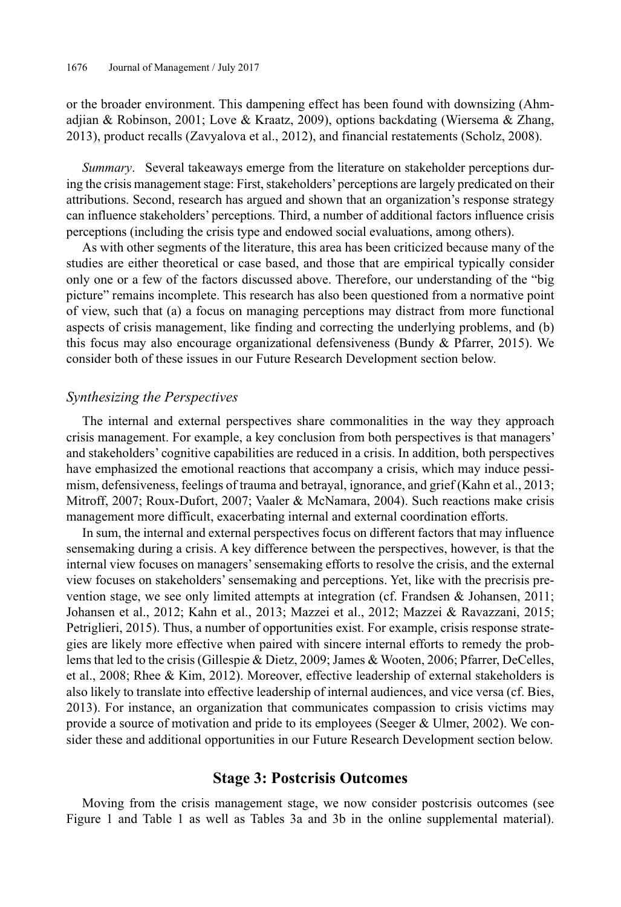or the broader environment. This dampening effect has been found with downsizing (Ahmadjian & Robinson, 2001; Love & Kraatz, 2009), options backdating (Wiersema & Zhang, 2013), product recalls (Zavyalova et al., 2012), and financial restatements (Scholz, 2008).

*Summary*. Several takeaways emerge from the literature on stakeholder perceptions during the crisis management stage: First, stakeholders' perceptions are largely predicated on their attributions. Second, research has argued and shown that an organization's response strategy can influence stakeholders' perceptions. Third, a number of additional factors influence crisis perceptions (including the crisis type and endowed social evaluations, among others).

As with other segments of the literature, this area has been criticized because many of the studies are either theoretical or case based, and those that are empirical typically consider only one or a few of the factors discussed above. Therefore, our understanding of the "big picture" remains incomplete. This research has also been questioned from a normative point of view, such that (a) a focus on managing perceptions may distract from more functional aspects of crisis management, like finding and correcting the underlying problems, and (b) this focus may also encourage organizational defensiveness (Bundy & Pfarrer, 2015). We consider both of these issues in our Future Research Development section below.

### *Synthesizing the Perspectives*

The internal and external perspectives share commonalities in the way they approach crisis management. For example, a key conclusion from both perspectives is that managers' and stakeholders' cognitive capabilities are reduced in a crisis. In addition, both perspectives have emphasized the emotional reactions that accompany a crisis, which may induce pessimism, defensiveness, feelings of trauma and betrayal, ignorance, and grief (Kahn et al., 2013; Mitroff, 2007; Roux-Dufort, 2007; Vaaler & McNamara, 2004). Such reactions make crisis management more difficult, exacerbating internal and external coordination efforts.

In sum, the internal and external perspectives focus on different factors that may influence sensemaking during a crisis. A key difference between the perspectives, however, is that the internal view focuses on managers' sensemaking efforts to resolve the crisis, and the external view focuses on stakeholders' sensemaking and perceptions. Yet, like with the precrisis prevention stage, we see only limited attempts at integration (cf. Frandsen & Johansen, 2011; Johansen et al., 2012; Kahn et al., 2013; Mazzei et al., 2012; Mazzei & Ravazzani, 2015; Petriglieri, 2015). Thus, a number of opportunities exist. For example, crisis response strategies are likely more effective when paired with sincere internal efforts to remedy the problems that led to the crisis (Gillespie & Dietz, 2009; James & Wooten, 2006; Pfarrer, DeCelles, et al., 2008; Rhee & Kim, 2012). Moreover, effective leadership of external stakeholders is also likely to translate into effective leadership of internal audiences, and vice versa (cf. Bies, 2013). For instance, an organization that communicates compassion to crisis victims may provide a source of motivation and pride to its employees (Seeger & Ulmer, 2002). We consider these and additional opportunities in our Future Research Development section below.

## Stage 3: Postcrisis Outcomes

Moving from the crisis management stage, we now consider postcrisis outcomes (see Figure 1 and Table 1 as well as Tables 3a and 3b in the online supplemental material).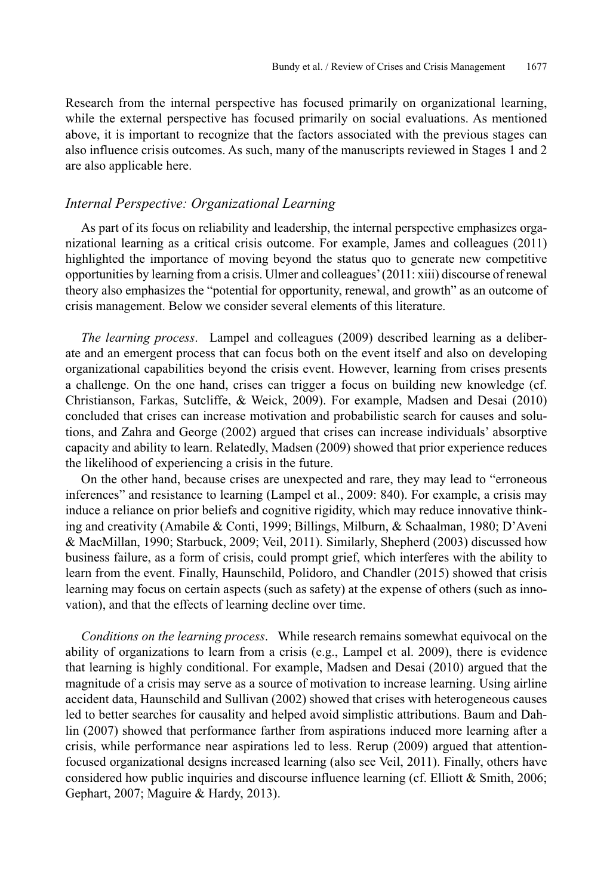Research from the internal perspective has focused primarily on organizational learning, while the external perspective has focused primarily on social evaluations. As mentioned above, it is important to recognize that the factors associated with the previous stages can also influence crisis outcomes. As such, many of the manuscripts reviewed in Stages 1 and 2 are also applicable here.

### *Internal Perspective: Organizational Learning*

As part of its focus on reliability and leadership, the internal perspective emphasizes organizational learning as a critical crisis outcome. For example, James and colleagues (2011) highlighted the importance of moving beyond the status quo to generate new competitive opportunities by learning from a crisis. Ulmer and colleagues' (2011: xiii) discourse of renewal theory also emphasizes the "potential for opportunity, renewal, and growth" as an outcome of crisis management. Below we consider several elements of this literature.

*The learning process*. Lampel and colleagues (2009) described learning as a deliberate and an emergent process that can focus both on the event itself and also on developing organizational capabilities beyond the crisis event. However, learning from crises presents a challenge. On the one hand, crises can trigger a focus on building new knowledge (cf. Christianson, Farkas, Sutcliffe, & Weick, 2009). For example, Madsen and Desai (2010) concluded that crises can increase motivation and probabilistic search for causes and solutions, and Zahra and George (2002) argued that crises can increase individuals' absorptive capacity and ability to learn. Relatedly, Madsen (2009) showed that prior experience reduces the likelihood of experiencing a crisis in the future.

On the other hand, because crises are unexpected and rare, they may lead to "erroneous inferences" and resistance to learning (Lampel et al., 2009: 840). For example, a crisis may induce a reliance on prior beliefs and cognitive rigidity, which may reduce innovative thinking and creativity (Amabile & Conti, 1999; Billings, Milburn, & Schaalman, 1980; D'Aveni & MacMillan, 1990; Starbuck, 2009; Veil, 2011). Similarly, Shepherd (2003) discussed how business failure, as a form of crisis, could prompt grief, which interferes with the ability to learn from the event. Finally, Haunschild, Polidoro, and Chandler (2015) showed that crisis learning may focus on certain aspects (such as safety) at the expense of others (such as innovation), and that the effects of learning decline over time.

*Conditions on the learning process*. While research remains somewhat equivocal on the ability of organizations to learn from a crisis (e.g., Lampel et al. 2009), there is evidence that learning is highly conditional. For example, Madsen and Desai (2010) argued that the magnitude of a crisis may serve as a source of motivation to increase learning. Using airline accident data, Haunschild and Sullivan (2002) showed that crises with heterogeneous causes led to better searches for causality and helped avoid simplistic attributions. Baum and Dahlin (2007) showed that performance farther from aspirations induced more learning after a crisis, while performance near aspirations led to less. Rerup (2009) argued that attention-focused organizational designs increased learning (also see Veil, 2011). Finally, others have considered how public inquiries and discourse influence learning (cf. Elliott & Smith, 2006; Gephart, 2007; Maguire & Hardy, 2013).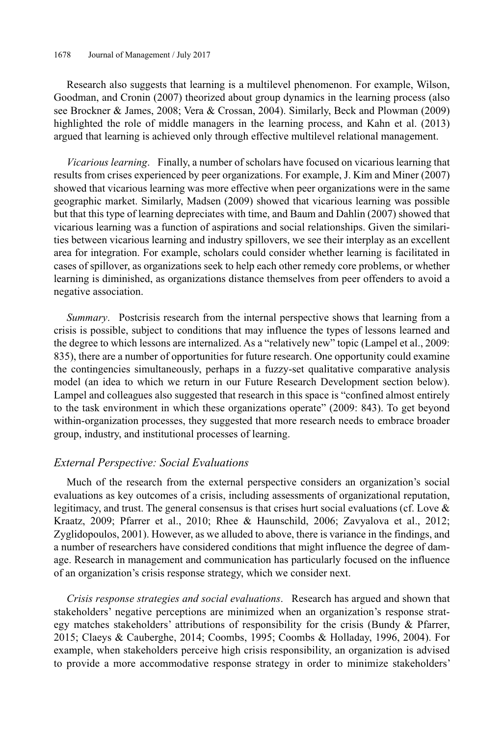Research also suggests that learning is a multilevel phenomenon. For example, Wilson, Goodman, and Cronin (2007) theorized about group dynamics in the learning process (also see Brockner & James, 2008; Vera & Crossan, 2004). Similarly, Beck and Plowman (2009) highlighted the role of middle managers in the learning process, and Kahn et al. (2013) argued that learning is achieved only through effective multilevel relational management.

*Vicarious learning*. Finally, a number of scholars have focused on vicarious learning that results from crises experienced by peer organizations. For example, J. Kim and Miner (2007) showed that vicarious learning was more effective when peer organizations were in the same geographic market. Similarly, Madsen (2009) showed that vicarious learning was possible but that this type of learning depreciates with time, and Baum and Dahlin (2007) showed that vicarious learning was a function of aspirations and social relationships. Given the similarities between vicarious learning and industry spillovers, we see their interplay as an excellent area for integration. For example, scholars could consider whether learning is facilitated in cases of spillover, as organizations seek to help each other remedy core problems, or whether learning is diminished, as organizations distance themselves from peer offenders to avoid a negative association.

*Summary*. Postcrisis research from the internal perspective shows that learning from a crisis is possible, subject to conditions that may influence the types of lessons learned and the degree to which lessons are internalized. As a "relatively new" topic (Lampel et al., 2009: 835), there are a number of opportunities for future research. One opportunity could examine the contingencies simultaneously, perhaps in a fuzzy-set qualitative comparative analysis model (an idea to which we return in our Future Research Development section below). Lampel and colleagues also suggested that research in this space is "confined almost entirely to the task environment in which these organizations operate" (2009: 843). To get beyond within-organization processes, they suggested that more research needs to embrace broader group, industry, and institutional processes of learning.

### *External Perspective: Social Evaluations*

Much of the research from the external perspective considers an organization's social evaluations as key outcomes of a crisis, including assessments of organizational reputation, legitimacy, and trust. The general consensus is that crises hurt social evaluations (cf. Love & Kraatz, 2009; Pfarrer et al., 2010; Rhee & Haunschild, 2006; Zavyalova et al., 2012; Zyglidopoulos, 2001). However, as we alluded to above, there is variance in the findings, and a number of researchers have considered conditions that might influence the degree of damage. Research in management and communication has particularly focused on the influence of an organization's crisis response strategy, which we consider next.

*Crisis response strategies and social evaluations*. Research has argued and shown that stakeholders' negative perceptions are minimized when an organization's response strategy matches stakeholders' attributions of responsibility for the crisis (Bundy & Pfarrer, 2015; Claeys & Cauberghe, 2014; Coombs, 1995; Coombs & Holladay, 1996, 2004). For example, when stakeholders perceive high crisis responsibility, an organization is advised to provide a more accommodative response strategy in order to minimize stakeholders'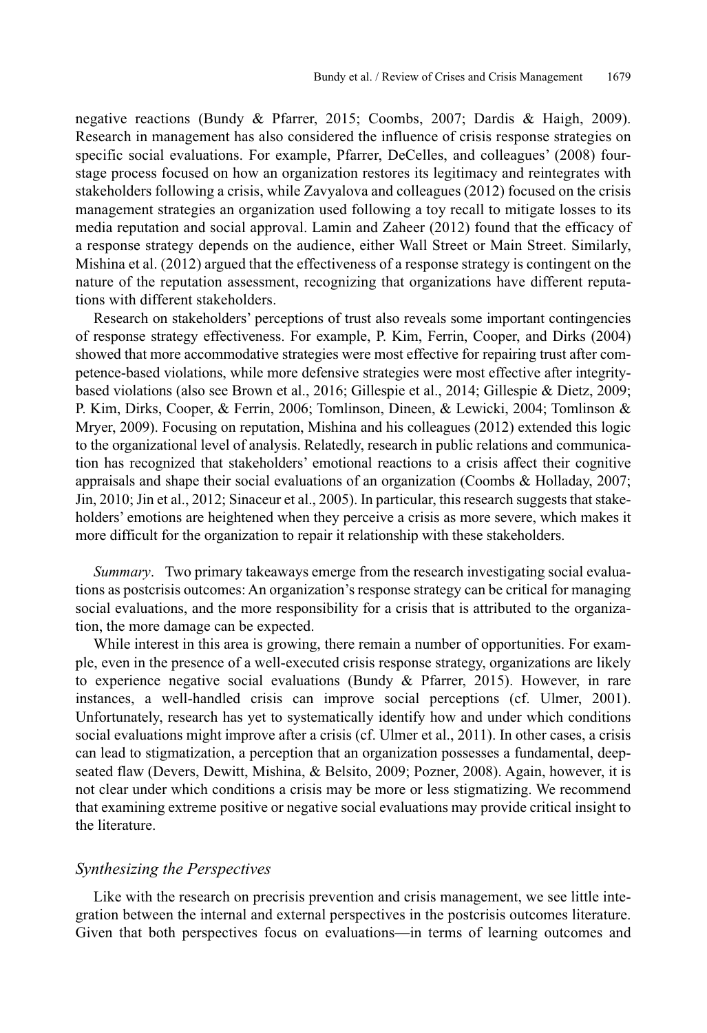negative reactions (Bundy & Pfarrer, 2015; Coombs, 2007; Dardis & Haigh, 2009). Research in management has also considered the influence of crisis response strategies on specific social evaluations. For example, Pfarrer, DeCelles, and colleagues' (2008) four-stage process focused on how an organization restores its legitimacy and reintegrates with stakeholders following a crisis, while Zavyalova and colleagues (2012) focused on the crisis management strategies an organization used following a toy recall to mitigate losses to its media reputation and social approval. Lamin and Zaheer (2012) found that the efficacy of a response strategy depends on the audience, either Wall Street or Main Street. Similarly, Mishina et al. (2012) argued that the effectiveness of a response strategy is contingent on the nature of the reputation assessment, recognizing that organizations have different reputations with different stakeholders.

Research on stakeholders' perceptions of trust also reveals some important contingencies of response strategy effectiveness. For example, P. Kim, Ferrin, Cooper, and Dirks (2004) showed that more accommodative strategies were most effective for repairing trust after competence-based violations, while more defensive strategies were most effective after integrity-based violations (also see Brown et al., 2016; Gillespie et al., 2014; Gillespie & Dietz, 2009; P. Kim, Dirks, Cooper, & Ferrin, 2006; Tomlinson, Dineen, & Lewicki, 2004; Tomlinson & Mryer, 2009). Focusing on reputation, Mishina and his colleagues (2012) extended this logic to the organizational level of analysis. Relatedly, research in public relations and communication has recognized that stakeholders' emotional reactions to a crisis affect their cognitive appraisals and shape their social evaluations of an organization (Coombs & Holladay, 2007; Jin, 2010; Jin et al., 2012; Sinaceur et al., 2005). In particular, this research suggests that stakeholders' emotions are heightened when they perceive a crisis as more severe, which makes it more difficult for the organization to repair it relationship with these stakeholders.

*Summary*. Two primary takeaways emerge from the research investigating social evaluations as postcrisis outcomes: An organization's response strategy can be critical for managing social evaluations, and the more responsibility for a crisis that is attributed to the organization, the more damage can be expected.

While interest in this area is growing, there remain a number of opportunities. For example, even in the presence of a well-executed crisis response strategy, organizations are likely to experience negative social evaluations (Bundy & Pfarrer, 2015). However, in rare instances, a well-handled crisis can improve social perceptions (cf. Ulmer, 2001). Unfortunately, research has yet to systematically identify how and under which conditions social evaluations might improve after a crisis (cf. Ulmer et al., 2011). In other cases, a crisis can lead to stigmatization, a perception that an organization possesses a fundamental, deep-seated flaw (Devers, Dewitt, Mishina, & Belsito, 2009; Pozner, 2008). Again, however, it is not clear under which conditions a crisis may be more or less stigmatizing. We recommend that examining extreme positive or negative social evaluations may provide critical insight to the literature.

### *Synthesizing the Perspectives*

Like with the research on precrisis prevention and crisis management, we see little integration between the internal and external perspectives in the postcrisis outcomes literature. Given that both perspectives focus on evaluations—in terms of learning outcomes and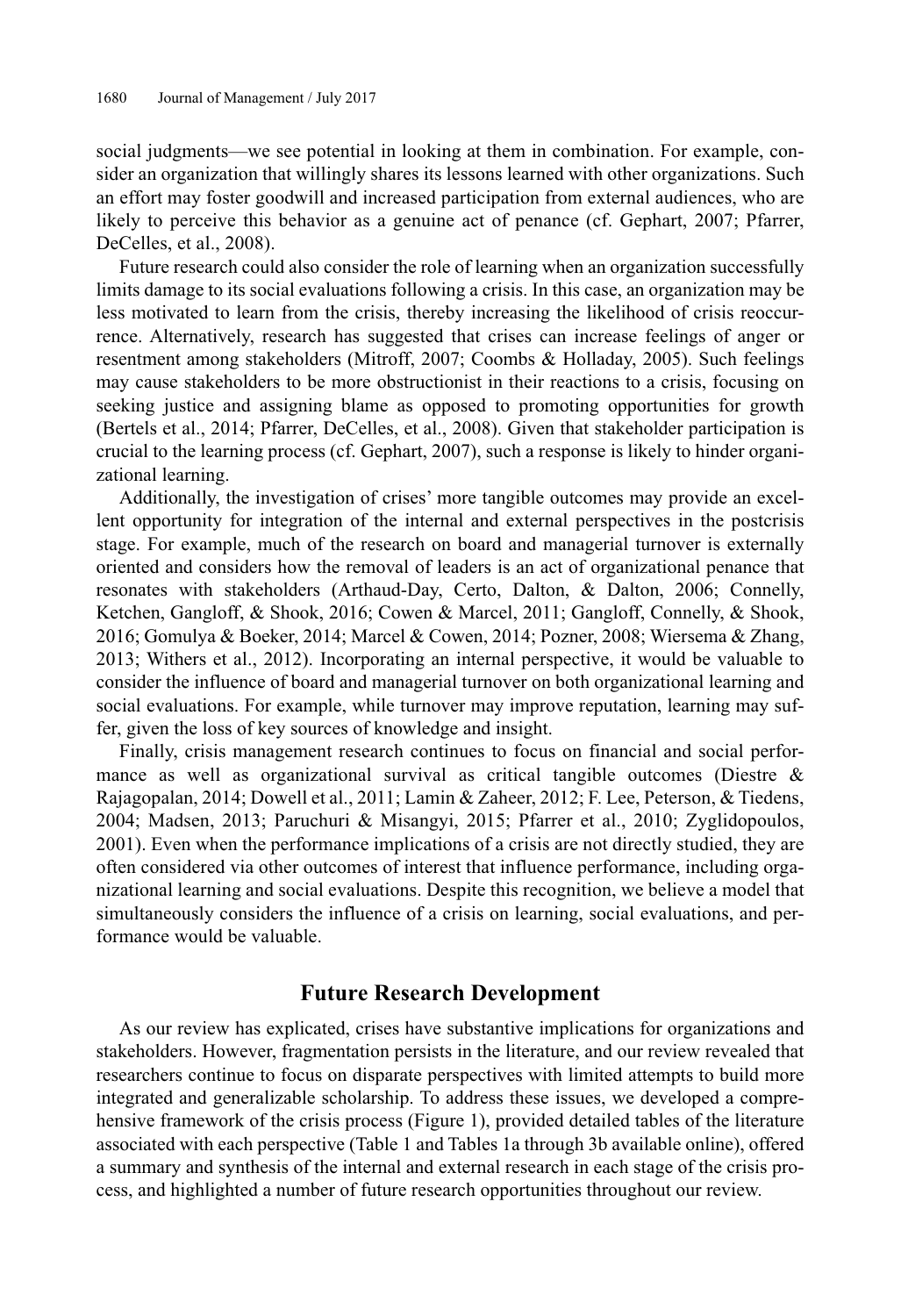social judgments—we see potential in looking at them in combination. For example, consider an organization that willingly shares its lessons learned with other organizations. Such an effort may foster goodwill and increased participation from external audiences, who are likely to perceive this behavior as a genuine act of penance (cf. Gephart, 2007; Pfarrer, DeCelles, et al., 2008).

Future research could also consider the role of learning when an organization successfully limits damage to its social evaluations following a crisis. In this case, an organization may be less motivated to learn from the crisis, thereby increasing the likelihood of crisis reoccurrence. Alternatively, research has suggested that crises can increase feelings of anger or resentment among stakeholders (Mitroff, 2007; Coombs & Holladay, 2005). Such feelings may cause stakeholders to be more obstructionist in their reactions to a crisis, focusing on seeking justice and assigning blame as opposed to promoting opportunities for growth (Bertels et al., 2014; Pfarrer, DeCelles, et al., 2008). Given that stakeholder participation is crucial to the learning process (cf. Gephart, 2007), such a response is likely to hinder organizational learning.

Additionally, the investigation of crises' more tangible outcomes may provide an excellent opportunity for integration of the internal and external perspectives in the postcrisis stage. For example, much of the research on board and managerial turnover is externally oriented and considers how the removal of leaders is an act of organizational penance that resonates with stakeholders (Arthaud-Day, Certo, Dalton, & Dalton, 2006; Connelly, Ketchen, Gangloff, & Shook, 2016; Cowen & Marcel, 2011; Gangloff, Connelly, & Shook, 2016; Gomulya & Boeker, 2014; Marcel & Cowen, 2014; Pozner, 2008; Wiersema & Zhang, 2013; Withers et al., 2012). Incorporating an internal perspective, it would be valuable to consider the influence of board and managerial turnover on both organizational learning and social evaluations. For example, while turnover may improve reputation, learning may suffer, given the loss of key sources of knowledge and insight.

Finally, crisis management research continues to focus on financial and social performance as well as organizational survival as critical tangible outcomes (Diestre & Rajagopalan, 2014; Dowell et al., 2011; Lamin & Zaheer, 2012; F. Lee, Peterson, & Tiedens, 2004; Madsen, 2013; Paruchuri & Misangyi, 2015; Pfarrer et al., 2010; Zyglidopoulos, 2001). Even when the performance implications of a crisis are not directly studied, they are often considered via other outcomes of interest that influence performance, including organizational learning and social evaluations. Despite this recognition, we believe a model that simultaneously considers the influence of a crisis on learning, social evaluations, and performance would be valuable.

## Future Research Development

As our review has explicated, crises have substantive implications for organizations and stakeholders. However, fragmentation persists in the literature, and our review revealed that researchers continue to focus on disparate perspectives with limited attempts to build more integrated and generalizable scholarship. To address these issues, we developed a comprehensive framework of the crisis process (Figure 1), provided detailed tables of the literature associated with each perspective (Table 1 and Tables 1a through 3b available online), offered a summary and synthesis of the internal and external research in each stage of the crisis process, and highlighted a number of future research opportunities throughout our review.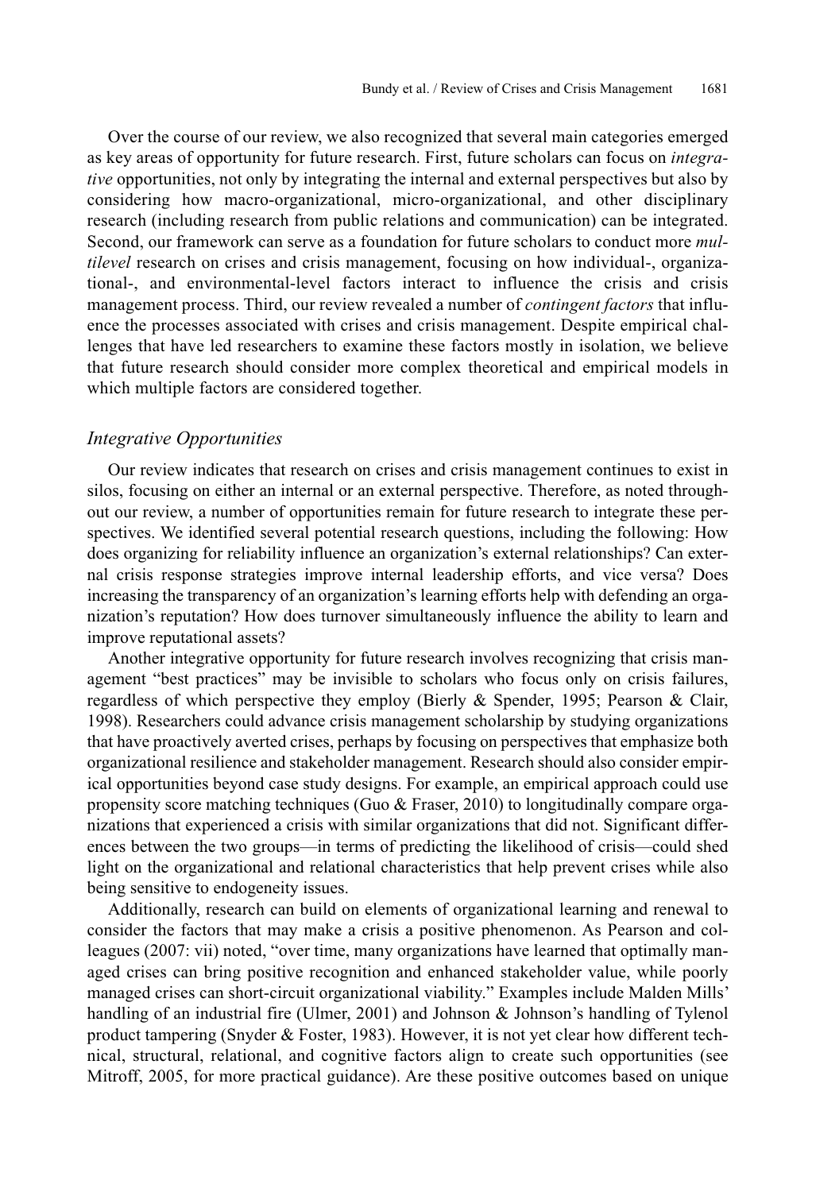Over the course of our review, we also recognized that several main categories emerged as key areas of opportunity for future research. First, future scholars can focus on *integrative* opportunities, not only by integrating the internal and external perspectives but also by considering how macro-organizational, micro-organizational, and other disciplinary research (including research from public relations and communication) can be integrated. Second, our framework can serve as a foundation for future scholars to conduct more *multilevel* research on crises and crisis management, focusing on how individual-, organizational-, and environmental-level factors interact to influence the crisis and crisis management process. Third, our review revealed a number of *contingent factors* that influence the processes associated with crises and crisis management. Despite empirical challenges that have led researchers to examine these factors mostly in isolation, we believe that future research should consider more complex theoretical and empirical models in which multiple factors are considered together.

### *Integrative Opportunities*

Our review indicates that research on crises and crisis management continues to exist in silos, focusing on either an internal or an external perspective. Therefore, as noted throughout our review, a number of opportunities remain for future research to integrate these perspectives. We identified several potential research questions, including the following: How does organizing for reliability influence an organization's external relationships? Can external crisis response strategies improve internal leadership efforts, and vice versa? Does increasing the transparency of an organization's learning efforts help with defending an organization's reputation? How does turnover simultaneously influence the ability to learn and improve reputational assets?

Another integrative opportunity for future research involves recognizing that crisis management "best practices" may be invisible to scholars who focus only on crisis failures, regardless of which perspective they employ (Bierly & Spender, 1995; Pearson & Clair, 1998). Researchers could advance crisis management scholarship by studying organizations that have proactively averted crises, perhaps by focusing on perspectives that emphasize both organizational resilience and stakeholder management. Research should also consider empirical opportunities beyond case study designs. For example, an empirical approach could use propensity score matching techniques (Guo & Fraser, 2010) to longitudinally compare organizations that experienced a crisis with similar organizations that did not. Significant differences between the two groups—in terms of predicting the likelihood of crisis—could shed light on the organizational and relational characteristics that help prevent crises while also being sensitive to endogeneity issues.

Additionally, research can build on elements of organizational learning and renewal to consider the factors that may make a crisis a positive phenomenon. As Pearson and colleagues (2007: vii) noted, "over time, many organizations have learned that optimally managed crises can bring positive recognition and enhanced stakeholder value, while poorly managed crises can short-circuit organizational viability." Examples include Malden Mills' handling of an industrial fire (Ulmer, 2001) and Johnson & Johnson's handling of Tylenol product tampering (Snyder & Foster, 1983). However, it is not yet clear how different technical, structural, relational, and cognitive factors align to create such opportunities (see Mitroff, 2005, for more practical guidance). Are these positive outcomes based on unique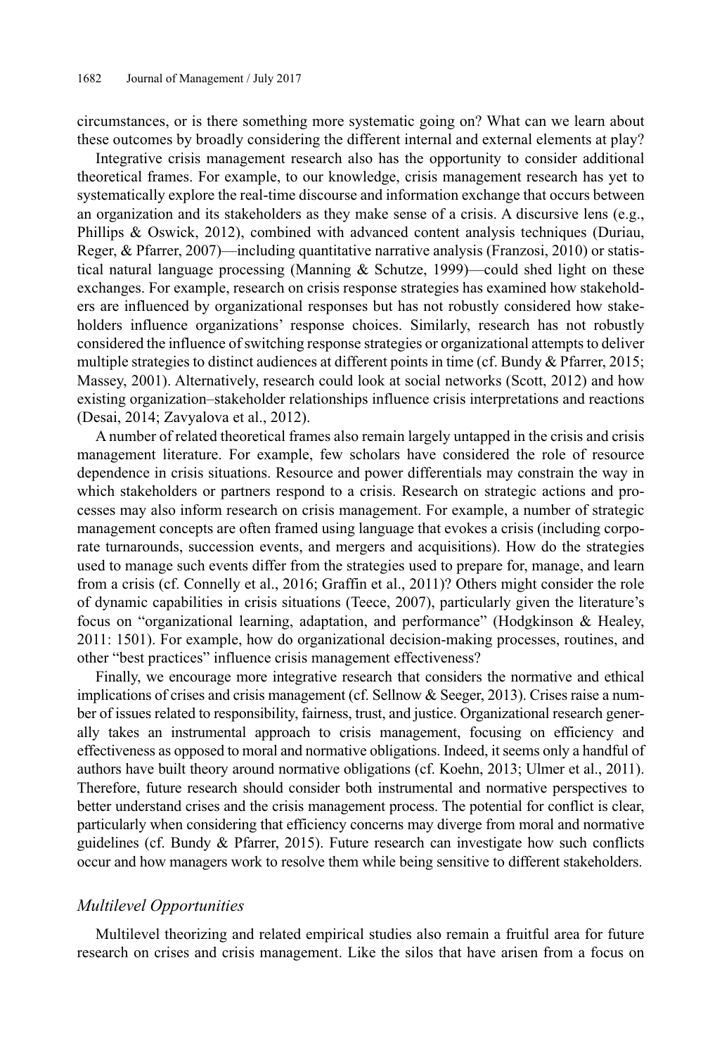circumstances, or is there something more systematic going on? What can we learn about these outcomes by broadly considering the different internal and external elements at play?

Integrative crisis management research also has the opportunity to consider additional theoretical frames. For example, to our knowledge, crisis management research has yet to systematically explore the real-time discourse and information exchange that occurs between an organization and its stakeholders as they make sense of a crisis. A discursive lens (e.g., Phillips & Oswick, 2012), combined with advanced content analysis techniques (Duriau, Reger, & Pfarrer, 2007)—including quantitative narrative analysis (Franzosi, 2010) or statistical natural language processing (Manning & Schutze, 1999)—could shed light on these exchanges. For example, research on crisis response strategies has examined how stakeholders are influenced by organizational responses but has not robustly considered how stakeholders influence organizations' response choices. Similarly, research has not robustly considered the influence of switching response strategies or organizational attempts to deliver multiple strategies to distinct audiences at different points in time (cf. Bundy & Pfarrer, 2015; Massey, 2001). Alternatively, research could look at social networks (Scott, 2012) and how existing organization–stakeholder relationships influence crisis interpretations and reactions (Desai, 2014; Zavyalova et al., 2012).

A number of related theoretical frames also remain largely untapped in the crisis and crisis management literature. For example, few scholars have considered the role of resource dependence in crisis situations. Resource and power differentials may constrain the way in which stakeholders or partners respond to a crisis. Research on strategic actions and processes may also inform research on crisis management. For example, a number of strategic management concepts are often framed using language that evokes a crisis (including corporate turnarounds, succession events, and mergers and acquisitions). How do the strategies used to manage such events differ from the strategies used to prepare for, manage, and learn from a crisis (cf. Connelly et al., 2016; Graffin et al., 2011)? Others might consider the role of dynamic capabilities in crisis situations (Teece, 2007), particularly given the literature's focus on "organizational learning, adaptation, and performance" (Hodgkinson & Healey, 2011: 1501). For example, how do organizational decision-making processes, routines, and other "best practices" influence crisis management effectiveness?

Finally, we encourage more integrative research that considers the normative and ethical implications of crises and crisis management (cf. Sellnow & Seeger, 2013). Crises raise a number of issues related to responsibility, fairness, trust, and justice. Organizational research generally takes an instrumental approach to crisis management, focusing on efficiency and effectiveness as opposed to moral and normative obligations. Indeed, it seems only a handful of authors have built theory around normative obligations (cf. Koehn, 2013; Ulmer et al., 2011). Therefore, future research should consider both instrumental and normative perspectives to better understand crises and the crisis management process. The potential for conflict is clear, particularly when considering that efficiency concerns may diverge from moral and normative guidelines (cf. Bundy & Pfarrer, 2015). Future research can investigate how such conflicts occur and how managers work to resolve them while being sensitive to different stakeholders.

### *Multilevel Opportunities*

Multilevel theorizing and related empirical studies also remain a fruitful area for future research on crises and crisis management. Like the silos that have arisen from a focus on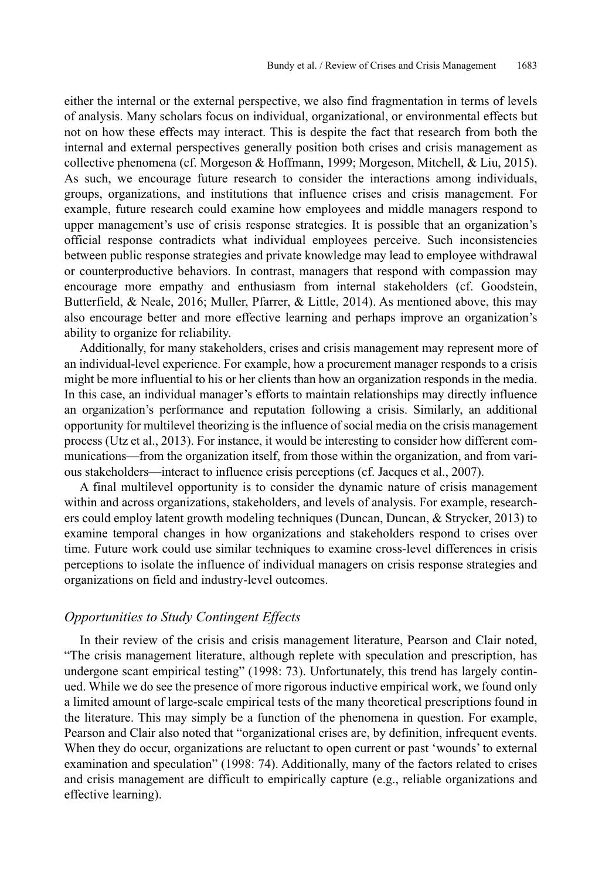either the internal or the external perspective, we also find fragmentation in terms of levels of analysis. Many scholars focus on individual, organizational, or environmental effects but not on how these effects may interact. This is despite the fact that research from both the internal and external perspectives generally position both crises and crisis management as collective phenomena (cf. Morgeson & Hoffmann, 1999; Morgeson, Mitchell, & Liu, 2015). As such, we encourage future research to consider the interactions among individuals, groups, organizations, and institutions that influence crises and crisis management. For example, future research could examine how employees and middle managers respond to upper management's use of crisis response strategies. It is possible that an organization's official response contradicts what individual employees perceive. Such inconsistencies between public response strategies and private knowledge may lead to employee withdrawal or counterproductive behaviors. In contrast, managers that respond with compassion may encourage more empathy and enthusiasm from internal stakeholders (cf. Goodstein, Butterfield, & Neale, 2016; Muller, Pfarrer, & Little, 2014). As mentioned above, this may also encourage better and more effective learning and perhaps improve an organization's ability to organize for reliability.

Additionally, for many stakeholders, crises and crisis management may represent more of an individual-level experience. For example, how a procurement manager responds to a crisis might be more influential to his or her clients than how an organization responds in the media. In this case, an individual manager's efforts to maintain relationships may directly influence an organization's performance and reputation following a crisis. Similarly, an additional opportunity for multilevel theorizing is the influence of social media on the crisis management process (Utz et al., 2013). For instance, it would be interesting to consider how different communications—from the organization itself, from those within the organization, and from various stakeholders—interact to influence crisis perceptions (cf. Jacques et al., 2007).

A final multilevel opportunity is to consider the dynamic nature of crisis management within and across organizations, stakeholders, and levels of analysis. For example, researchers could employ latent growth modeling techniques (Duncan, Duncan, & Strycker, 2013) to examine temporal changes in how organizations and stakeholders respond to crises over time. Future work could use similar techniques to examine cross-level differences in crisis perceptions to isolate the influence of individual managers on crisis response strategies and organizations on field and industry-level outcomes.

### *Opportunities to Study Contingent Effects*

In their review of the crisis and crisis management literature, Pearson and Clair noted, "The crisis management literature, although replete with speculation and prescription, has undergone scant empirical testing" (1998: 73). Unfortunately, this trend has largely continued. While we do see the presence of more rigorous inductive empirical work, we found only a limited amount of large-scale empirical tests of the many theoretical prescriptions found in the literature. This may simply be a function of the phenomena in question. For example, Pearson and Clair also noted that "organizational crises are, by definition, infrequent events. When they do occur, organizations are reluctant to open current or past 'wounds' to external examination and speculation" (1998: 74). Additionally, many of the factors related to crises and crisis management are difficult to empirically capture (e.g., reliable organizations and effective learning).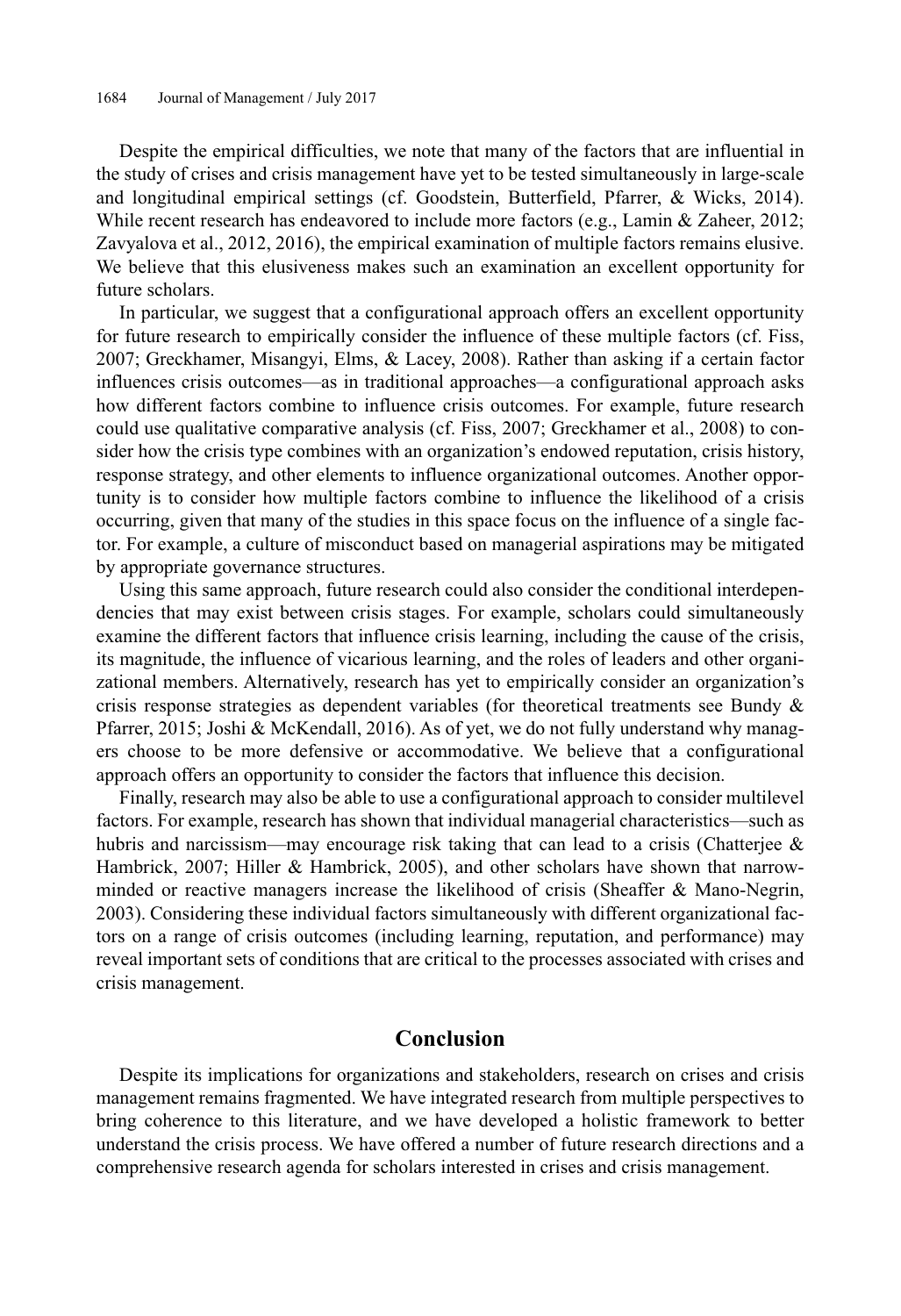Despite the empirical difficulties, we note that many of the factors that are influential in the study of crises and crisis management have yet to be tested simultaneously in large-scale and longitudinal empirical settings (cf. Goodstein, Butterfield, Pfarrer, & Wicks, 2014). While recent research has endeavored to include more factors (e.g., Lamin & Zaheer, 2012; Zavyalova et al., 2012, 2016), the empirical examination of multiple factors remains elusive. We believe that this elusiveness makes such an examination an excellent opportunity for future scholars.

In particular, we suggest that a configurational approach offers an excellent opportunity for future research to empirically consider the influence of these multiple factors (cf. Fiss, 2007; Greckhamer, Misangyi, Elms, & Lacey, 2008). Rather than asking if a certain factor influences crisis outcomes—as in traditional approaches—a configurational approach asks how different factors combine to influence crisis outcomes. For example, future research could use qualitative comparative analysis (cf. Fiss, 2007; Greckhamer et al., 2008) to consider how the crisis type combines with an organization's endowed reputation, crisis history, response strategy, and other elements to influence organizational outcomes. Another opportunity is to consider how multiple factors combine to influence the likelihood of a crisis occurring, given that many of the studies in this space focus on the influence of a single factor. For example, a culture of misconduct based on managerial aspirations may be mitigated by appropriate governance structures.

Using this same approach, future research could also consider the conditional interdependencies that may exist between crisis stages. For example, scholars could simultaneously examine the different factors that influence crisis learning, including the cause of the crisis, its magnitude, the influence of vicarious learning, and the roles of leaders and other organizational members. Alternatively, research has yet to empirically consider an organization's crisis response strategies as dependent variables (for theoretical treatments see Bundy & Pfarrer, 2015; Joshi & McKendall, 2016). As of yet, we do not fully understand why managers choose to be more defensive or accommodative. We believe that a configurational approach offers an opportunity to consider the factors that influence this decision.

Finally, research may also be able to use a configurational approach to consider multilevel factors. For example, research has shown that individual managerial characteristics—such as hubris and narcissism—may encourage risk taking that can lead to a crisis (Chatterjee & Hambrick, 2007; Hiller & Hambrick, 2005), and other scholars have shown that narrow-minded or reactive managers increase the likelihood of crisis (Sheaffer & Mano-Negrin, 2003). Considering these individual factors simultaneously with different organizational factors on a range of crisis outcomes (including learning, reputation, and performance) may reveal important sets of conditions that are critical to the processes associated with crises and crisis management.

## Conclusion

Despite its implications for organizations and stakeholders, research on crises and crisis management remains fragmented. We have integrated research from multiple perspectives to bring coherence to this literature, and we have developed a holistic framework to better understand the crisis process. We have offered a number of future research directions and a comprehensive research agenda for scholars interested in crises and crisis management.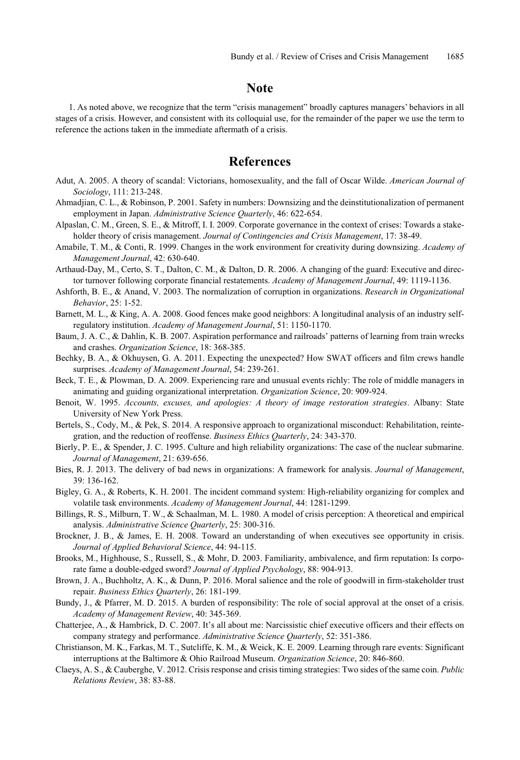# Note

1. As noted above, we recognize that the term "crisis management" broadly captures managers' behaviors in all stages of a crisis. However, and consistent with its colloquial use, for the remainder of the paper we use the term to reference the actions taken in the immediate aftermath of a crisis.

# References

Adut, A. 2005. A theory of scandal: Victorians, homosexuality, and the fall of Oscar Wilde. *American Journal of Sociology*, 111: 213-248.

Ahmadjian, C. L., & Robinson, P. 2001. Safety in numbers: Downsizing and the deinstitutionalization of permanent employment in Japan. *Administrative Science Quarterly*, 46: 622-654.

Alpaslan, C. M., Green, S. E., & Mitroff, I. I. 2009. Corporate governance in the context of crises: Towards a stakeholder theory of crisis management. *Journal of Contingencies and Crisis Management*, 17: 38-49.

Amabile, T. M., & Conti, R. 1999. Changes in the work environment for creativity during downsizing. *Academy of Management Journal*, 42: 630-640.

Arthaud-Day, M., Certo, S. T., Dalton, C. M., & Dalton, D. R. 2006. A changing of the guard: Executive and director turnover following corporate financial restatements. *Academy of Management Journal*, 49: 1119-1136.

Ashforth, B. E., & Anand, V. 2003. The normalization of corruption in organizations. *Research in Organizational Behavior*, 25: 1-52.

Barnett, M. L., & King, A. A. 2008. Good fences make good neighbors: A longitudinal analysis of an industry self-regulatory institution. *Academy of Management Journal*, 51: 1150-1170.

Baum, J. A. C., & Dahlin, K. B. 2007. Aspiration performance and railroads' patterns of learning from train wrecks and crashes. *Organization Science*, 18: 368-385.

Bechky, B. A., & Okhuysen, G. A. 2011. Expecting the unexpected? How SWAT officers and film crews handle surprises. *Academy of Management Journal*, 54: 239-261.

Beck, T. E., & Plowman, D. A. 2009. Experiencing rare and unusual events richly: The role of middle managers in animating and guiding organizational interpretation. *Organization Science*, 20: 909-924.

Benoit, W. 1995. *Accounts, excuses, and apologies: A theory of image restoration strategies*. Albany: State University of New York Press.

Bertels, S., Cody, M., & Pek, S. 2014. A responsive approach to organizational misconduct: Rehabilitation, reintegration, and the reduction of reoffense. *Business Ethics Quarterly*, 24: 343-370.

Bierly, P. E., & Spender, J. C. 1995. Culture and high reliability organizations: The case of the nuclear submarine. *Journal of Management*, 21: 639-656.

Bies, R. J. 2013. The delivery of bad news in organizations: A framework for analysis. *Journal of Management*, 39: 136-162.

Bigley, G. A., & Roberts, K. H. 2001. The incident command system: High-reliability organizing for complex and volatile task environments. *Academy of Management Journal*, 44: 1281-1299.

Billings, R. S., Milburn, T. W., & Schaalman, M. L. 1980. A model of crisis perception: A theoretical and empirical analysis. *Administrative Science Quarterly*, 25: 300-316.

Brockner, J. B., & James, E. H. 2008. Toward an understanding of when executives see opportunity in crisis. *Journal of Applied Behavioral Science*, 44: 94-115.

Brooks, M., Highhouse, S., Russell, S., & Mohr, D. 2003. Familiarity, ambivalence, and firm reputation: Is corporate fame a double-edged sword? *Journal of Applied Psychology*, 88: 904-913.

Brown, J. A., Buchholtz, A. K., & Dunn, P. 2016. Moral salience and the role of goodwill in firm-stakeholder trust repair. *Business Ethics Quarterly*, 26: 181-199.

Bundy, J., & Pfarrer, M. D. 2015. A burden of responsibility: The role of social approval at the onset of a crisis. *Academy of Management Review*, 40: 345-369.

Chatterjee, A., & Hambrick, D. C. 2007. It's all about me: Narcissistic chief executive officers and their effects on company strategy and performance. *Administrative Science Quarterly*, 52: 351-386.

Christianson, M. K., Farkas, M. T., Sutcliffe, K. M., & Weick, K. E. 2009. Learning through rare events: Significant interruptions at the Baltimore & Ohio Railroad Museum. *Organization Science*, 20: 846-860.

Claeys, A. S., & Cauberghe, V. 2012. Crisis response and crisis timing strategies: Two sides of the same coin. *Public Relations Review*, 38: 83-88.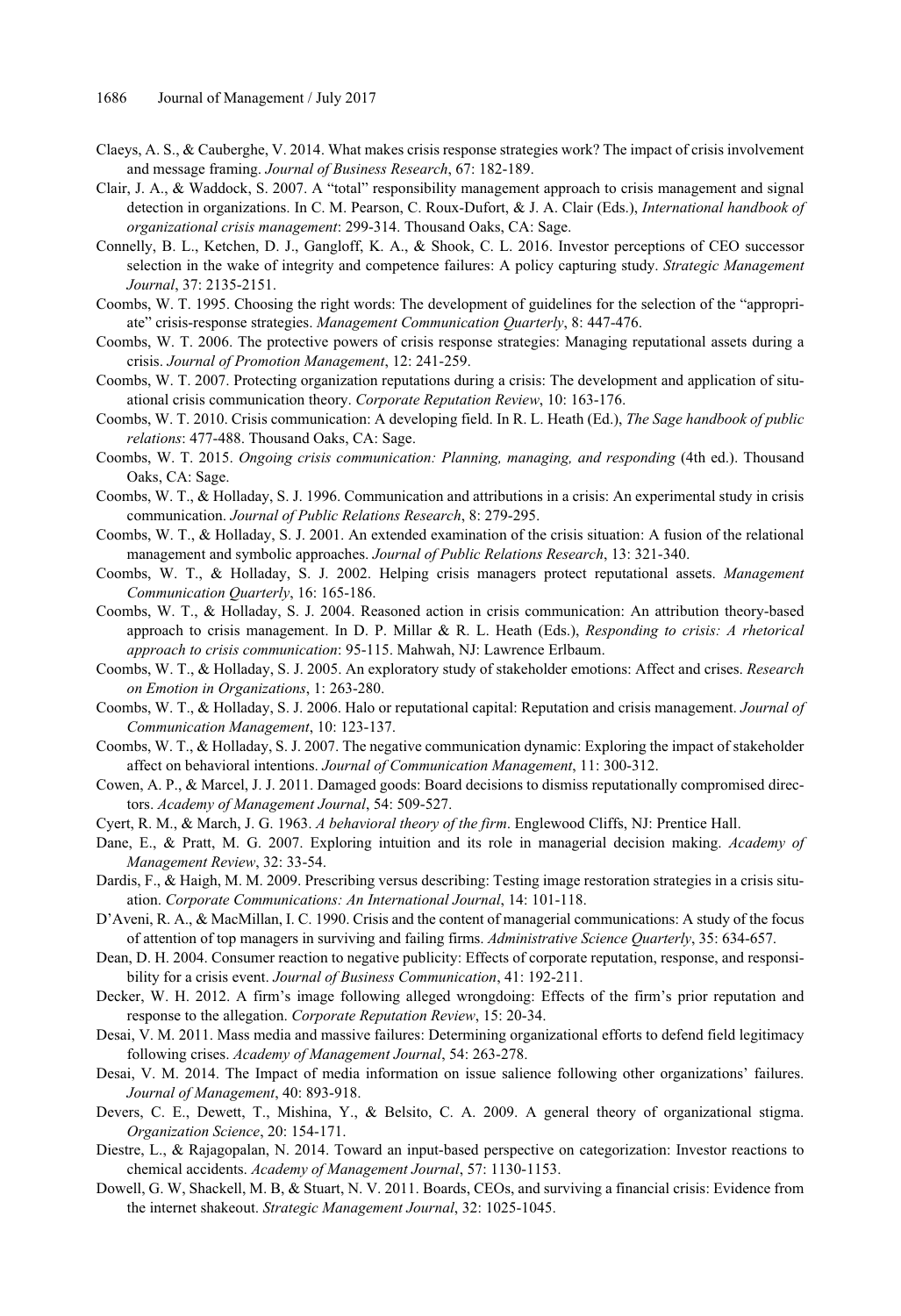Claeys, A. S., & Cauberghe, V. 2014. What makes crisis response strategies work? The impact of crisis involvement and message framing. *Journal of Business Research*, 67: 182-189.

Clair, J. A., & Waddock, S. 2007. A "total" responsibility management approach to crisis management and signal detection in organizations. In C. M. Pearson, C. Roux-Dufort, & J. A. Clair (Eds.), *International handbook of organizational crisis management*: 299-314. Thousand Oaks, CA: Sage.

Connelly, B. L., Ketchen, D. J., Gangloff, K. A., & Shook, C. L. 2016. Investor perceptions of CEO successor selection in the wake of integrity and competence failures: A policy capturing study. *Strategic Management Journal*, 37: 2135-2151.

Coombs, W. T. 1995. Choosing the right words: The development of guidelines for the selection of the "appropriate" crisis-response strategies. *Management Communication Quarterly*, 8: 447-476.

Coombs, W. T. 2006. The protective powers of crisis response strategies: Managing reputational assets during a crisis. *Journal of Promotion Management*, 12: 241-259.

Coombs, W. T. 2007. Protecting organization reputations during a crisis: The development and application of situational crisis communication theory. *Corporate Reputation Review*, 10: 163-176.

Coombs, W. T. 2010. Crisis communication: A developing field. In R. L. Heath (Ed.), *The Sage handbook of public relations*: 477-488. Thousand Oaks, CA: Sage.

Coombs, W. T. 2015. *Ongoing crisis communication: Planning, managing, and responding* (4th ed.). Thousand Oaks, CA: Sage.

Coombs, W. T., & Holladay, S. J. 1996. Communication and attributions in a crisis: An experimental study in crisis communication. *Journal of Public Relations Research*, 8: 279-295.

Coombs, W. T., & Holladay, S. J. 2001. An extended examination of the crisis situation: A fusion of the relational management and symbolic approaches. *Journal of Public Relations Research*, 13: 321-340.

Coombs, W. T., & Holladay, S. J. 2002. Helping crisis managers protect reputational assets. *Management Communication Quarterly*, 16: 165-186.

Coombs, W. T., & Holladay, S. J. 2004. Reasoned action in crisis communication: An attribution theory-based approach to crisis management. In D. P. Millar & R. L. Heath (Eds.), *Responding to crisis: A rhetorical approach to crisis communication*: 95-115. Mahwah, NJ: Lawrence Erlbaum.

Coombs, W. T., & Holladay, S. J. 2005. An exploratory study of stakeholder emotions: Affect and crises. *Research on Emotion in Organizations*, 1: 263-280.

Coombs, W. T., & Holladay, S. J. 2006. Halo or reputational capital: Reputation and crisis management. *Journal of Communication Management*, 10: 123-137.

Coombs, W. T., & Holladay, S. J. 2007. The negative communication dynamic: Exploring the impact of stakeholder affect on behavioral intentions. *Journal of Communication Management*, 11: 300-312.

Cowen, A. P., & Marcel, J. J. 2011. Damaged goods: Board decisions to dismiss reputationally compromised directors. *Academy of Management Journal*, 54: 509-527.

Cyert, R. M., & March, J. G. 1963. *A behavioral theory of the firm*. Englewood Cliffs, NJ: Prentice Hall.

Dane, E., & Pratt, M. G. 2007. Exploring intuition and its role in managerial decision making. *Academy of Management Review*, 32: 33-54.

Dardis, F., & Haigh, M. M. 2009. Prescribing versus describing: Testing image restoration strategies in a crisis situation. *Corporate Communications: An International Journal*, 14: 101-118.

D'Aveni, R. A., & MacMillan, I. C. 1990. Crisis and the content of managerial communications: A study of the focus of attention of top managers in surviving and failing firms. *Administrative Science Quarterly*, 35: 634-657.

Dean, D. H. 2004. Consumer reaction to negative publicity: Effects of corporate reputation, response, and responsibility for a crisis event. *Journal of Business Communication*, 41: 192-211.

Decker, W. H. 2012. A firm's image following alleged wrongdoing: Effects of the firm's prior reputation and response to the allegation. *Corporate Reputation Review*, 15: 20-34.

Desai, V. M. 2011. Mass media and massive failures: Determining organizational efforts to defend field legitimacy following crises. *Academy of Management Journal*, 54: 263-278.

Desai, V. M. 2014. The Impact of media information on issue salience following other organizations' failures. *Journal of Management*, 40: 893-918.

Devers, C. E., Dewett, T., Mishina, Y., & Belsito, C. A. 2009. A general theory of organizational stigma. *Organization Science*, 20: 154-171.

Diestre, L., & Rajagopalan, N. 2014. Toward an input-based perspective on categorization: Investor reactions to chemical accidents. *Academy of Management Journal*, 57: 1130-1153.

Dowell, G. W, Shackell, M. B, & Stuart, N. V. 2011. Boards, CEOs, and surviving a financial crisis: Evidence from the internet shakeout. *Strategic Management Journal*, 32: 1025-1045.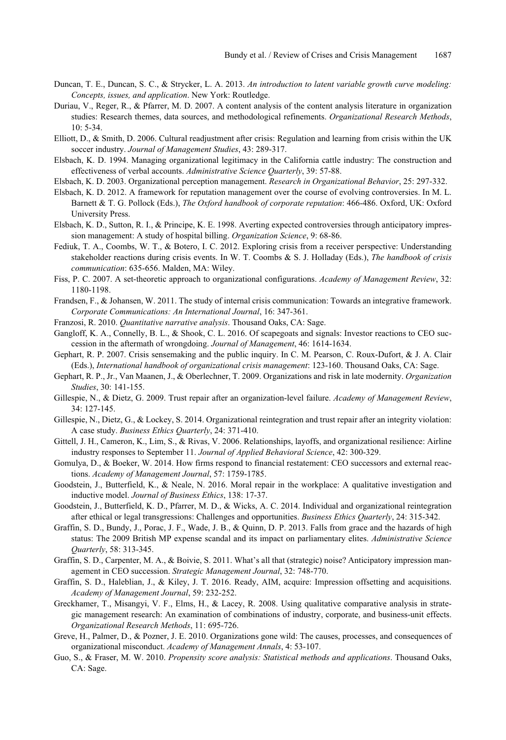Duncan, T. E., Duncan, S. C., & Strycker, L. A. 2013. *An introduction to latent variable growth curve modeling: Concepts, issues, and application*. New York: Routledge.

Duriau, V., Reger, R., & Pfarrer, M. D. 2007. A content analysis of the content analysis literature in organization studies: Research themes, data sources, and methodological refinements. *Organizational Research Methods*, 10: 5-34.

Elliott, D., & Smith, D. 2006. Cultural readjustment after crisis: Regulation and learning from crisis within the UK soccer industry. *Journal of Management Studies*, 43: 289-317.

Elsbach, K. D. 1994. Managing organizational legitimacy in the California cattle industry: The construction and effectiveness of verbal accounts. *Administrative Science Quarterly*, 39: 57-88.

Elsbach, K. D. 2003. Organizational perception management. *Research in Organizational Behavior*, 25: 297-332.

Elsbach, K. D. 2012. A framework for reputation management over the course of evolving controversies. In M. L. Barnett & T. G. Pollock (Eds.), *The Oxford handbook of corporate reputation*: 466-486. Oxford, UK: Oxford University Press.

Elsbach, K. D., Sutton, R. I., & Principe, K. E. 1998. Averting expected controversies through anticipatory impression management: A study of hospital billing. *Organization Science*, 9: 68-86.

Fediuk, T. A., Coombs, W. T., & Botero, I. C. 2012. Exploring crisis from a receiver perspective: Understanding stakeholder reactions during crisis events. In W. T. Coombs & S. J. Holladay (Eds.), *The handbook of crisis communication*: 635-656. Malden, MA: Wiley.

Fiss, P. C. 2007. A set-theoretic approach to organizational configurations. *Academy of Management Review*, 32: 1180-1198.

Frandsen, F., & Johansen, W. 2011. The study of internal crisis communication: Towards an integrative framework. *Corporate Communications: An International Journal*, 16: 347-361.

Franzosi, R. 2010. *Quantitative narrative analysis*. Thousand Oaks, CA: Sage.

Gangloff, K. A., Connelly, B. L., & Shook, C. L. 2016. Of scapegoats and signals: Investor reactions to CEO succession in the aftermath of wrongdoing. *Journal of Management*, 46: 1614-1634.

Gephart, R. P. 2007. Crisis sensemaking and the public inquiry. In C. M. Pearson, C. Roux-Dufort, & J. A. Clair (Eds.), *International handbook of organizational crisis management*: 123-160. Thousand Oaks, CA: Sage.

Gephart, R. P., Jr., Van Maanen, J., & Oberlechner, T. 2009. Organizations and risk in late modernity. *Organization Studies*, 30: 141-155.

Gillespie, N., & Dietz, G. 2009. Trust repair after an organization-level failure. *Academy of Management Review*, 34: 127-145.

Gillespie, N., Dietz, G., & Lockey, S. 2014. Organizational reintegration and trust repair after an integrity violation: A case study. *Business Ethics Quarterly*, 24: 371-410.

Gittell, J. H., Cameron, K., Lim, S., & Rivas, V. 2006. Relationships, layoffs, and organizational resilience: Airline industry responses to September 11. *Journal of Applied Behavioral Science*, 42: 300-329.

Gomulya, D., & Boeker, W. 2014. How firms respond to financial restatement: CEO successors and external reactions. *Academy of Management Journal*, 57: 1759-1785.

Goodstein, J., Butterfield, K., & Neale, N. 2016. Moral repair in the workplace: A qualitative investigation and inductive model. *Journal of Business Ethics*, 138: 17-37.

Goodstein, J., Butterfield, K. D., Pfarrer, M. D., & Wicks, A. C. 2014. Individual and organizational reintegration after ethical or legal transgressions: Challenges and opportunities. *Business Ethics Quarterly*, 24: 315-342.

Graffin, S. D., Bundy, J., Porac, J. F., Wade, J. B., & Quinn, D. P. 2013. Falls from grace and the hazards of high status: The 2009 British MP expense scandal and its impact on parliamentary elites. *Administrative Science Quarterly*, 58: 313-345.

Graffin, S. D., Carpenter, M. A., & Boivie, S. 2011. What's all that (strategic) noise? Anticipatory impression management in CEO succession. *Strategic Management Journal*, 32: 748-770.

Graffin, S. D., Haleblian, J., & Kiley, J. T. 2016. Ready, AIM, acquire: Impression offsetting and acquisitions. *Academy of Management Journal*, 59: 232-252.

Greckhamer, T., Misangyi, V. F., Elms, H., & Lacey, R. 2008. Using qualitative comparative analysis in strategic management research: An examination of combinations of industry, corporate, and business-unit effects. *Organizational Research Methods*, 11: 695-726.

Greve, H., Palmer, D., & Pozner, J. E. 2010. Organizations gone wild: The causes, processes, and consequences of organizational misconduct. *Academy of Management Annals*, 4: 53-107.

Guo, S., & Fraser, M. W. 2010. *Propensity score analysis: Statistical methods and applications*. Thousand Oaks, CA: Sage.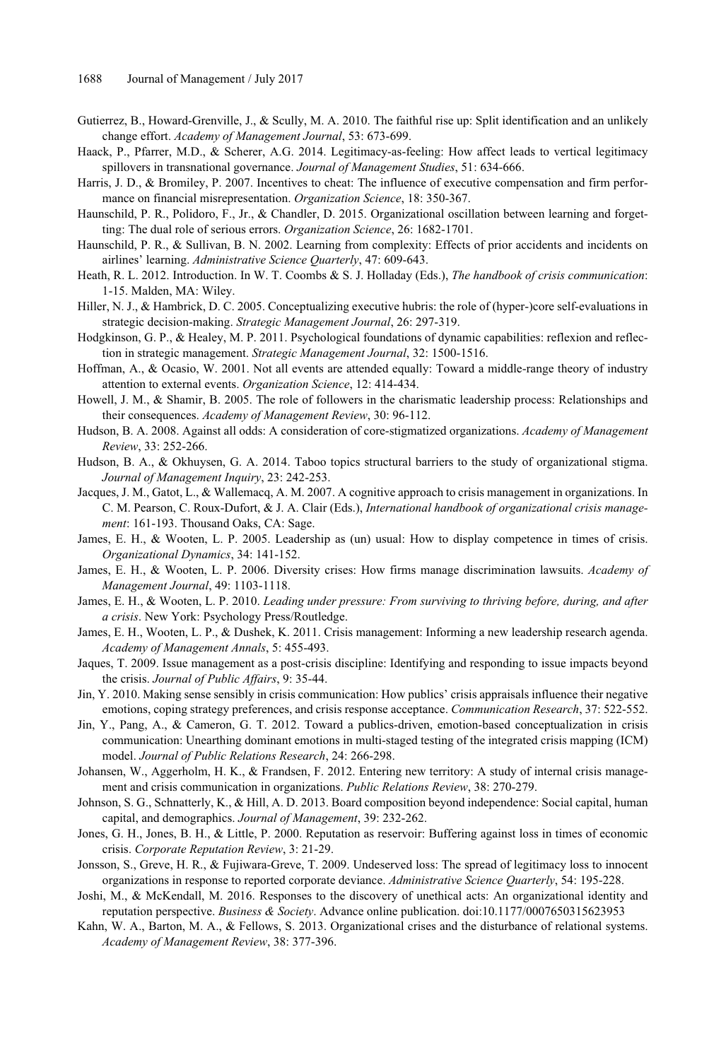Gutierrez, B., Howard-Grenville, J., & Scully, M. A. 2010. The faithful rise up: Split identification and an unlikely change effort. *Academy of Management Journal*, 53: 673-699.

Haack, P., Pfarrer, M.D., & Scherer, A.G. 2014. Legitimacy-as-feeling: How affect leads to vertical legitimacy spillovers in transnational governance. *Journal of Management Studies*, 51: 634-666.

Harris, J. D., & Bromiley, P. 2007. Incentives to cheat: The influence of executive compensation and firm performance on financial misrepresentation. *Organization Science*, 18: 350-367.

Haunschild, P. R., Polidoro, F., Jr., & Chandler, D. 2015. Organizational oscillation between learning and forgetting: The dual role of serious errors. *Organization Science*, 26: 1682-1701.

Haunschild, P. R., & Sullivan, B. N. 2002. Learning from complexity: Effects of prior accidents and incidents on airlines' learning. *Administrative Science Quarterly*, 47: 609-643.

Heath, R. L. 2012. Introduction. In W. T. Coombs & S. J. Holladay (Eds.), *The handbook of crisis communication*: 1-15. Malden, MA: Wiley.

Hiller, N. J., & Hambrick, D. C. 2005. Conceptualizing executive hubris: the role of (hyper-)core self-evaluations in strategic decision-making. *Strategic Management Journal*, 26: 297-319.

Hodgkinson, G. P., & Healey, M. P. 2011. Psychological foundations of dynamic capabilities: reflexion and reflection in strategic management. *Strategic Management Journal*, 32: 1500-1516.

Hoffman, A., & Ocasio, W. 2001. Not all events are attended equally: Toward a middle-range theory of industry attention to external events. *Organization Science*, 12: 414-434.

Howell, J. M., & Shamir, B. 2005. The role of followers in the charismatic leadership process: Relationships and their consequences. *Academy of Management Review*, 30: 96-112.

Hudson, B. A. 2008. Against all odds: A consideration of core-stigmatized organizations. *Academy of Management Review*, 33: 252-266.

Hudson, B. A., & Okhuysen, G. A. 2014. Taboo topics structural barriers to the study of organizational stigma. *Journal of Management Inquiry*, 23: 242-253.

Jacques, J. M., Gatot, L., & Wallemacq, A. M. 2007. A cognitive approach to crisis management in organizations. In C. M. Pearson, C. Roux-Dufort, & J. A. Clair (Eds.), *International handbook of organizational crisis management*: 161-193. Thousand Oaks, CA: Sage.

James, E. H., & Wooten, L. P. 2005. Leadership as (un) usual: How to display competence in times of crisis. *Organizational Dynamics*, 34: 141-152.

James, E. H., & Wooten, L. P. 2006. Diversity crises: How firms manage discrimination lawsuits. *Academy of Management Journal*, 49: 1103-1118.

James, E. H., & Wooten, L. P. 2010. *Leading under pressure: From surviving to thriving before, during, and after a crisis*. New York: Psychology Press/Routledge.

James, E. H., Wooten, L. P., & Dushek, K. 2011. Crisis management: Informing a new leadership research agenda. *Academy of Management Annals*, 5: 455-493.

Jaques, T. 2009. Issue management as a post-crisis discipline: Identifying and responding to issue impacts beyond the crisis. *Journal of Public Affairs*, 9: 35-44.

Jin, Y. 2010. Making sense sensibly in crisis communication: How publics' crisis appraisals influence their negative emotions, coping strategy preferences, and crisis response acceptance. *Communication Research*, 37: 522-552.

Jin, Y., Pang, A., & Cameron, G. T. 2012. Toward a publics-driven, emotion-based conceptualization in crisis communication: Unearthing dominant emotions in multi-staged testing of the integrated crisis mapping (ICM) model. *Journal of Public Relations Research*, 24: 266-298.

Johansen, W., Aggerholm, H. K., & Frandsen, F. 2012. Entering new territory: A study of internal crisis management and crisis communication in organizations. *Public Relations Review*, 38: 270-279.

Johnson, S. G., Schnatterly, K., & Hill, A. D. 2013. Board composition beyond independence: Social capital, human capital, and demographics. *Journal of Management*, 39: 232-262.

Jones, G. H., Jones, B. H., & Little, P. 2000. Reputation as reservoir: Buffering against loss in times of economic crisis. *Corporate Reputation Review*, 3: 21-29.

Jonsson, S., Greve, H. R., & Fujiwara-Greve, T. 2009. Undeserved loss: The spread of legitimacy loss to innocent organizations in response to reported corporate deviance. *Administrative Science Quarterly*, 54: 195-228.

Joshi, M., & McKendall, M. 2016. Responses to the discovery of unethical acts: An organizational identity and reputation perspective. *Business & Society*. Advance online publication. doi:10.1177/0007650315623953

Kahn, W. A., Barton, M. A., & Fellows, S. 2013. Organizational crises and the disturbance of relational systems. *Academy of Management Review*, 38: 377-396.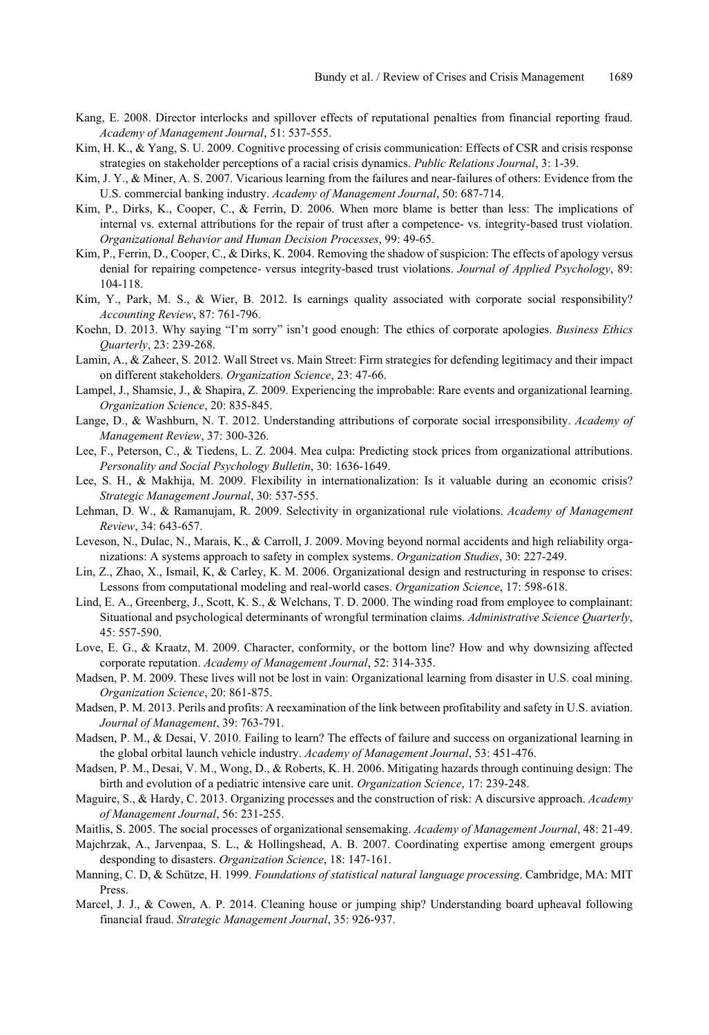Kang, E. 2008. Director interlocks and spillover effects of reputational penalties from financial reporting fraud. *Academy of Management Journal*, 51: 537-555.

Kim, H. K., & Yang, S. U. 2009. Cognitive processing of crisis communication: Effects of CSR and crisis response strategies on stakeholder perceptions of a racial crisis dynamics. *Public Relations Journal*, 3: 1-39.

Kim, J. Y., & Miner, A. S. 2007. Vicarious learning from the failures and near-failures of others: Evidence from the U.S. commercial banking industry. *Academy of Management Journal*, 50: 687-714.

Kim, P., Dirks, K., Cooper, C., & Ferrin, D. 2006. When more blame is better than less: The implications of internal vs. external attributions for the repair of trust after a competence- vs. integrity-based trust violation. *Organizational Behavior and Human Decision Processes*, 99: 49-65.

Kim, P., Ferrin, D., Cooper, C., & Dirks, K. 2004. Removing the shadow of suspicion: The effects of apology versus denial for repairing competence- versus integrity-based trust violations. *Journal of Applied Psychology*, 89: 104-118.

Kim, Y., Park, M. S., & Wier, B. 2012. Is earnings quality associated with corporate social responsibility? *Accounting Review*, 87: 761-796.

Koehn, D. 2013. Why saying "I'm sorry" isn't good enough: The ethics of corporate apologies. *Business Ethics Quarterly*, 23: 239-268.

Lamin, A., & Zaheer, S. 2012. Wall Street vs. Main Street: Firm strategies for defending legitimacy and their impact on different stakeholders. *Organization Science*, 23: 47-66.

Lampel, J., Shamsie, J., & Shapira, Z. 2009. Experiencing the improbable: Rare events and organizational learning. *Organization Science*, 20: 835-845.

Lange, D., & Washburn, N. T. 2012. Understanding attributions of corporate social irresponsibility. *Academy of Management Review*, 37: 300-326.

Lee, F., Peterson, C., & Tiedens, L. Z. 2004. Mea culpa: Predicting stock prices from organizational attributions. *Personality and Social Psychology Bulletin*, 30: 1636-1649.

Lee, S. H., & Makhija, M. 2009. Flexibility in internationalization: Is it valuable during an economic crisis? *Strategic Management Journal*, 30: 537-555.

Lehman, D. W., & Ramanujam, R. 2009. Selectivity in organizational rule violations. *Academy of Management Review*, 34: 643-657.

Leveson, N., Dulac, N., Marais, K., & Carroll, J. 2009. Moving beyond normal accidents and high reliability organizations: A systems approach to safety in complex systems. *Organization Studies*, 30: 227-249.

Lin, Z., Zhao, X., Ismail, K, & Carley, K. M. 2006. Organizational design and restructuring in response to crises: Lessons from computational modeling and real-world cases. *Organization Science*, 17: 598-618.

Lind, E. A., Greenberg, J., Scott, K. S., & Welchans, T. D. 2000. The winding road from employee to complainant: Situational and psychological determinants of wrongful termination claims. *Administrative Science Quarterly*, 45: 557-590.

Love, E. G., & Kraatz, M. 2009. Character, conformity, or the bottom line? How and why downsizing affected corporate reputation. *Academy of Management Journal*, 52: 314-335.

Madsen, P. M. 2009. These lives will not be lost in vain: Organizational learning from disaster in U.S. coal mining. *Organization Science*, 20: 861-875.

Madsen, P. M. 2013. Perils and profits: A reexamination of the link between profitability and safety in U.S. aviation. *Journal of Management*, 39: 763-791.

Madsen, P. M., & Desai, V. 2010. Failing to learn? The effects of failure and success on organizational learning in the global orbital launch vehicle industry. *Academy of Management Journal*, 53: 451-476.

Madsen, P. M., Desai, V. M., Wong, D., & Roberts, K. H. 2006. Mitigating hazards through continuing design: The birth and evolution of a pediatric intensive care unit. *Organization Science*, 17: 239-248.

Maguire, S., & Hardy, C. 2013. Organizing processes and the construction of risk: A discursive approach. *Academy of Management Journal*, 56: 231-255.

Maitlis, S. 2005. The social processes of organizational sensemaking. *Academy of Management Journal*, 48: 21-49.

Majchrzak, A., Jarvenpaa, S. L., & Hollingshead, A. B. 2007. Coordinating expertise among emergent groups desponding to disasters. *Organization Science*, 18: 147-161.

Manning, C. D, & Schütze, H. 1999. *Foundations of statistical natural language processing*. Cambridge, MA: MIT Press.

Marcel, J. J., & Cowen, A. P. 2014. Cleaning house or jumping ship? Understanding board upheaval following financial fraud. *Strategic Management Journal*, 35: 926-937.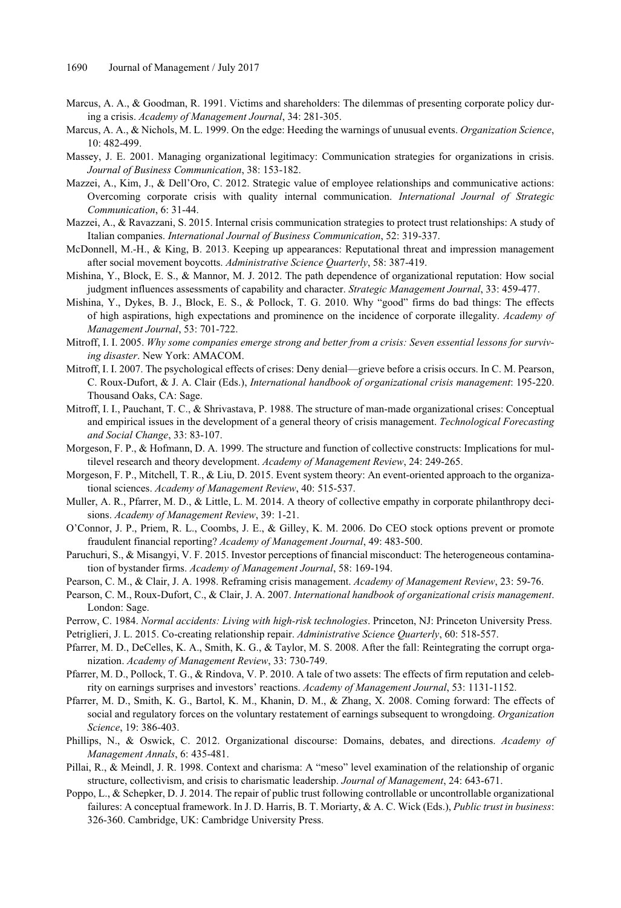Marcus, A. A., & Goodman, R. 1991. Victims and shareholders: The dilemmas of presenting corporate policy during a crisis. *Academy of Management Journal*, 34: 281-305.

Marcus, A. A., & Nichols, M. L. 1999. On the edge: Heeding the warnings of unusual events. *Organization Science*, 10: 482-499.

Massey, J. E. 2001. Managing organizational legitimacy: Communication strategies for organizations in crisis. *Journal of Business Communication*, 38: 153-182.

Mazzei, A., Kim, J., & Dell'Oro, C. 2012. Strategic value of employee relationships and communicative actions: Overcoming corporate crisis with quality internal communication. *International Journal of Strategic Communication*, 6: 31-44.

Mazzei, A., & Ravazzani, S. 2015. Internal crisis communication strategies to protect trust relationships: A study of Italian companies. *International Journal of Business Communication*, 52: 319-337.

McDonnell, M.-H., & King, B. 2013. Keeping up appearances: Reputational threat and impression management after social movement boycotts. *Administrative Science Quarterly*, 58: 387-419.

Mishina, Y., Block, E. S., & Mannor, M. J. 2012. The path dependence of organizational reputation: How social judgment influences assessments of capability and character. *Strategic Management Journal*, 33: 459-477.

Mishina, Y., Dykes, B. J., Block, E. S., & Pollock, T. G. 2010. Why "good" firms do bad things: The effects of high aspirations, high expectations and prominence on the incidence of corporate illegality. *Academy of Management Journal*, 53: 701-722.

Mitroff, I. I. 2005. *Why some companies emerge strong and better from a crisis: Seven essential lessons for surviving disaster*. New York: AMACOM.

Mitroff, I. I. 2007. The psychological effects of crises: Deny denial—grieve before a crisis occurs. In C. M. Pearson, C. Roux-Dufort, & J. A. Clair (Eds.), *International handbook of organizational crisis management*: 195-220. Thousand Oaks, CA: Sage.

Mitroff, I. I., Pauchant, T. C., & Shrivastava, P. 1988. The structure of man-made organizational crises: Conceptual and empirical issues in the development of a general theory of crisis management. *Technological Forecasting and Social Change*, 33: 83-107.

Morgeson, F. P., & Hofmann, D. A. 1999. The structure and function of collective constructs: Implications for multilevel research and theory development. *Academy of Management Review*, 24: 249-265.

Morgeson, F. P., Mitchell, T. R., & Liu, D. 2015. Event system theory: An event-oriented approach to the organizational sciences. *Academy of Management Review*, 40: 515-537.

Muller, A. R., Pfarrer, M. D., & Little, L. M. 2014. A theory of collective empathy in corporate philanthropy decisions. *Academy of Management Review*, 39: 1-21.

O'Connor, J. P., Priem, R. L., Coombs, J. E., & Gilley, K. M. 2006. Do CEO stock options prevent or promote fraudulent financial reporting? *Academy of Management Journal*, 49: 483-500.

Paruchuri, S., & Misangyi, V. F. 2015. Investor perceptions of financial misconduct: The heterogeneous contamination of bystander firms. *Academy of Management Journal*, 58: 169-194.

Pearson, C. M., & Clair, J. A. 1998. Reframing crisis management. *Academy of Management Review*, 23: 59-76.

Pearson, C. M., Roux-Dufort, C., & Clair, J. A. 2007. *International handbook of organizational crisis management*. London: Sage.

Perrow, C. 1984. *Normal accidents: Living with high-risk technologies*. Princeton, NJ: Princeton University Press.

Petriglieri, J. L. 2015. Co-creating relationship repair. *Administrative Science Quarterly*, 60: 518-557.

Pfarrer, M. D., DeCelles, K. A., Smith, K. G., & Taylor, M. S. 2008. After the fall: Reintegrating the corrupt organization. *Academy of Management Review*, 33: 730-749.

Pfarrer, M. D., Pollock, T. G., & Rindova, V. P. 2010. A tale of two assets: The effects of firm reputation and celebrity on earnings surprises and investors' reactions. *Academy of Management Journal*, 53: 1131-1152.

Pfarrer, M. D., Smith, K. G., Bartol, K. M., Khanin, D. M., & Zhang, X. 2008. Coming forward: The effects of social and regulatory forces on the voluntary restatement of earnings subsequent to wrongdoing. *Organization Science*, 19: 386-403.

Phillips, N., & Oswick, C. 2012. Organizational discourse: Domains, debates, and directions. *Academy of Management Annals*, 6: 435-481.

Pillai, R., & Meindl, J. R. 1998. Context and charisma: A "meso" level examination of the relationship of organic structure, collectivism, and crisis to charismatic leadership. *Journal of Management*, 24: 643-671.

Poppo, L., & Schepker, D. J. 2014. The repair of public trust following controllable or uncontrollable organizational failures: A conceptual framework. In J. D. Harris, B. T. Moriarty, & A. C. Wick (Eds.), *Public trust in business*: 326-360. Cambridge, UK: Cambridge University Press.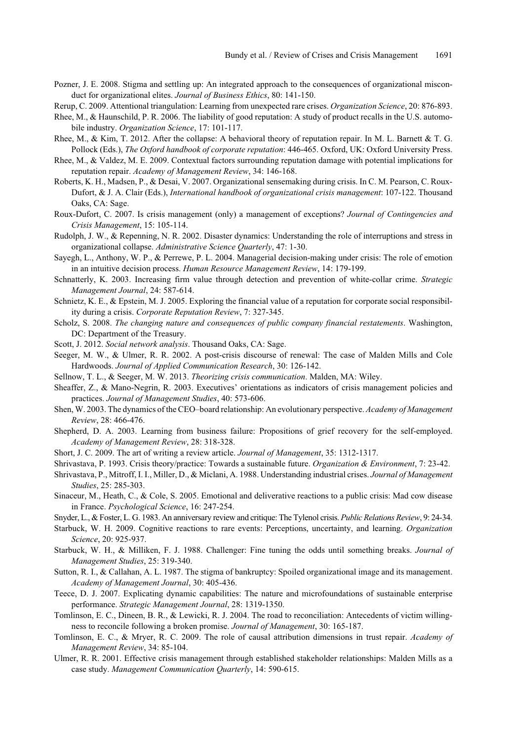Pozner, J. E. 2008. Stigma and settling up: An integrated approach to the consequences of organizational misconduct for organizational elites. *Journal of Business Ethics*, 80: 141-150.

Rerup, C. 2009. Attentional triangulation: Learning from unexpected rare crises. *Organization Science*, 20: 876-893.

Rhee, M., & Haunschild, P. R. 2006. The liability of good reputation: A study of product recalls in the U.S. automobile industry. *Organization Science*, 17: 101-117.

Rhee, M., & Kim, T. 2012. After the collapse: A behavioral theory of reputation repair. In M. L. Barnett & T. G. Pollock (Eds.), *The Oxford handbook of corporate reputation*: 446-465. Oxford, UK: Oxford University Press.

Rhee, M., & Valdez, M. E. 2009. Contextual factors surrounding reputation damage with potential implications for reputation repair. *Academy of Management Review*, 34: 146-168.

Roberts, K. H., Madsen, P., & Desai, V. 2007. Organizational sensemaking during crisis. In C. M. Pearson, C. Roux-Dufort, & J. A. Clair (Eds.), *International handbook of organizational crisis management*: 107-122. Thousand Oaks, CA: Sage.

Roux-Dufort, C. 2007. Is crisis management (only) a management of exceptions? *Journal of Contingencies and Crisis Management*, 15: 105-114.

Rudolph, J. W., & Repenning, N. R. 2002. Disaster dynamics: Understanding the role of interruptions and stress in organizational collapse. *Administrative Science Quarterly*, 47: 1-30.

Sayegh, L., Anthony, W. P., & Perrewe, P. L. 2004. Managerial decision-making under crisis: The role of emotion in an intuitive decision process. *Human Resource Management Review*, 14: 179-199.

Schnatterly, K. 2003. Increasing firm value through detection and prevention of white-collar crime. *Strategic Management Journal*, 24: 587-614.

Schnietz, K. E., & Epstein, M. J. 2005. Exploring the financial value of a reputation for corporate social responsibility during a crisis. *Corporate Reputation Review*, 7: 327-345.

Scholz, S. 2008. *The changing nature and consequences of public company financial restatements*. Washington, DC: Department of the Treasury.

Scott, J. 2012. *Social network analysis*. Thousand Oaks, CA: Sage.

Seeger, M. W., & Ulmer, R. R. 2002. A post-crisis discourse of renewal: The case of Malden Mills and Cole Hardwoods. *Journal of Applied Communication Research*, 30: 126-142.

Sellnow, T. L., & Seeger, M. W. 2013. *Theorizing crisis communication*. Malden, MA: Wiley.

Sheaffer, Z., & Mano-Negrin, R. 2003. Executives' orientations as indicators of crisis management policies and practices. *Journal of Management Studies*, 40: 573-606.

Shen, W. 2003. The dynamics of the CEO–board relationship: An evolutionary perspective. *Academy of Management Review*, 28: 466-476.

Shepherd, D. A. 2003. Learning from business failure: Propositions of grief recovery for the self-employed. *Academy of Management Review*, 28: 318-328.

Short, J. C. 2009. The art of writing a review article. *Journal of Management*, 35: 1312-1317.

Shrivastava, P. 1993. Crisis theory/practice: Towards a sustainable future. *Organization & Environment*, 7: 23-42.

Shrivastava, P., Mitroff, I. I., Miller, D., & Miclani, A. 1988. Understanding industrial crises. *Journal of Management Studies*, 25: 285-303.

Sinaceur, M., Heath, C., & Cole, S. 2005. Emotional and deliverative reactions to a public crisis: Mad cow disease in France. *Psychological Science*, 16: 247-254.

Snyder, L., & Foster, L. G. 1983. An anniversary review and critique: The Tylenol crisis. *Public Relations Review*, 9: 24-34.

Starbuck, W. H. 2009. Cognitive reactions to rare events: Perceptions, uncertainty, and learning. *Organization Science*, 20: 925-937.

Starbuck, W. H., & Milliken, F. J. 1988. Challenger: Fine tuning the odds until something breaks. *Journal of Management Studies*, 25: 319-340.

Sutton, R. I., & Callahan, A. L. 1987. The stigma of bankruptcy: Spoiled organizational image and its management. *Academy of Management Journal*, 30: 405-436.

Teece, D. J. 2007. Explicating dynamic capabilities: The nature and microfoundations of sustainable enterprise performance. *Strategic Management Journal*, 28: 1319-1350.

Tomlinson, E. C., Dineen, B. R., & Lewicki, R. J. 2004. The road to reconciliation: Antecedents of victim willingness to reconcile following a broken promise. *Journal of Management*, 30: 165-187.

Tomlinson, E. C., & Mryer, R. C. 2009. The role of causal attribution dimensions in trust repair. *Academy of Management Review*, 34: 85-104.

Ulmer, R. R. 2001. Effective crisis management through established stakeholder relationships: Malden Mills as a case study. *Management Communication Quarterly*, 14: 590-615.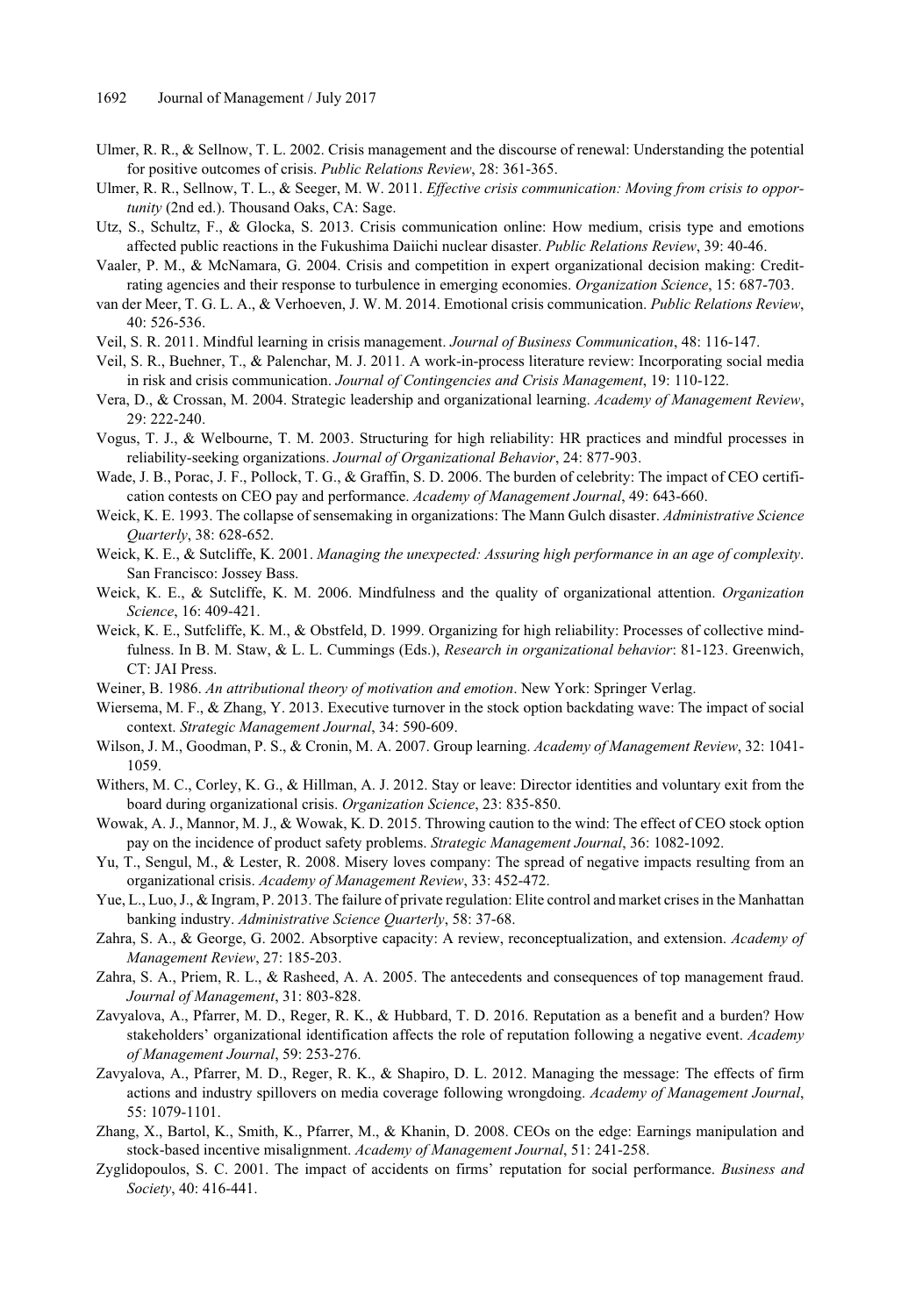Ulmer, R. R., & Sellnow, T. L. 2002. Crisis management and the discourse of renewal: Understanding the potential for positive outcomes of crisis. *Public Relations Review*, 28: 361-365.

Ulmer, R. R., Sellnow, T. L., & Seeger, M. W. 2011. *Effective crisis communication: Moving from crisis to opportunity* (2nd ed.). Thousand Oaks, CA: Sage.

Utz, S., Schultz, F., & Glocka, S. 2013. Crisis communication online: How medium, crisis type and emotions affected public reactions in the Fukushima Daiichi nuclear disaster. *Public Relations Review*, 39: 40-46.

Vaaler, P. M., & McNamara, G. 2004. Crisis and competition in expert organizational decision making: Credit-rating agencies and their response to turbulence in emerging economies. *Organization Science*, 15: 687-703.

van der Meer, T. G. L. A., & Verhoeven, J. W. M. 2014. Emotional crisis communication. *Public Relations Review*, 40: 526-536.

Veil, S. R. 2011. Mindful learning in crisis management. *Journal of Business Communication*, 48: 116-147.

Veil, S. R., Buehner, T., & Palenchar, M. J. 2011. A work-in-process literature review: Incorporating social media in risk and crisis communication. *Journal of Contingencies and Crisis Management*, 19: 110-122.

Vera, D., & Crossan, M. 2004. Strategic leadership and organizational learning. *Academy of Management Review*, 29: 222-240.

Vogus, T. J., & Welbourne, T. M. 2003. Structuring for high reliability: HR practices and mindful processes in reliability-seeking organizations. *Journal of Organizational Behavior*, 24: 877-903.

Wade, J. B., Porac, J. F., Pollock, T. G., & Graffin, S. D. 2006. The burden of celebrity: The impact of CEO certification contests on CEO pay and performance. *Academy of Management Journal*, 49: 643-660.

Weick, K. E. 1993. The collapse of sensemaking in organizations: The Mann Gulch disaster. *Administrative Science Quarterly*, 38: 628-652.

Weick, K. E., & Sutcliffe, K. 2001. *Managing the unexpected: Assuring high performance in an age of complexity*. San Francisco: Jossey Bass.

Weick, K. E., & Sutcliffe, K. M. 2006. Mindfulness and the quality of organizational attention. *Organization Science*, 16: 409-421.

Weick, K. E., Sutfcliffe, K. M., & Obstfeld, D. 1999. Organizing for high reliability: Processes of collective mindfulness. In B. M. Staw, & L. L. Cummings (Eds.), *Research in organizational behavior*: 81-123. Greenwich, CT: JAI Press.

Weiner, B. 1986. *An attributional theory of motivation and emotion*. New York: Springer Verlag.

Wiersema, M. F., & Zhang, Y. 2013. Executive turnover in the stock option backdating wave: The impact of social context. *Strategic Management Journal*, 34: 590-609.

Wilson, J. M., Goodman, P. S., & Cronin, M. A. 2007. Group learning. *Academy of Management Review*, 32: 1041-1059.

Withers, M. C., Corley, K. G., & Hillman, A. J. 2012. Stay or leave: Director identities and voluntary exit from the board during organizational crisis. *Organization Science*, 23: 835-850.

Wowak, A. J., Mannor, M. J., & Wowak, K. D. 2015. Throwing caution to the wind: The effect of CEO stock option pay on the incidence of product safety problems. *Strategic Management Journal*, 36: 1082-1092.

Yu, T., Sengul, M., & Lester, R. 2008. Misery loves company: The spread of negative impacts resulting from an organizational crisis. *Academy of Management Review*, 33: 452-472.

Yue, L., Luo, J., & Ingram, P. 2013. The failure of private regulation: Elite control and market crises in the Manhattan banking industry. *Administrative Science Quarterly*, 58: 37-68.

Zahra, S. A., & George, G. 2002. Absorptive capacity: A review, reconceptualization, and extension. *Academy of Management Review*, 27: 185-203.

Zahra, S. A., Priem, R. L., & Rasheed, A. A. 2005. The antecedents and consequences of top management fraud. *Journal of Management*, 31: 803-828.

Zavyalova, A., Pfarrer, M. D., Reger, R. K., & Hubbard, T. D. 2016. Reputation as a benefit and a burden? How stakeholders' organizational identification affects the role of reputation following a negative event. *Academy of Management Journal*, 59: 253-276.

Zavyalova, A., Pfarrer, M. D., Reger, R. K., & Shapiro, D. L. 2012. Managing the message: The effects of firm actions and industry spillovers on media coverage following wrongdoing. *Academy of Management Journal*, 55: 1079-1101.

Zhang, X., Bartol, K., Smith, K., Pfarrer, M., & Khanin, D. 2008. CEOs on the edge: Earnings manipulation and stock-based incentive misalignment. *Academy of Management Journal*, 51: 241-258.

Zyglidopoulos, S. C. 2001. The impact of accidents on firms' reputation for social performance. *Business and Society*, 40: 416-441.